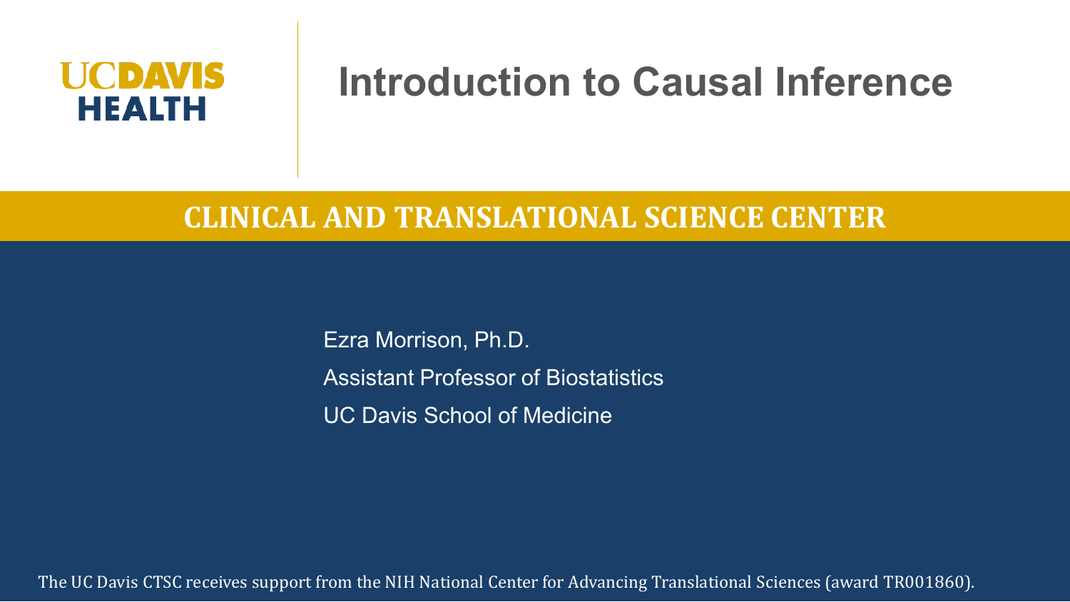UCDAVIS HEALTH

# Introduction to Causal Inference

## CLINICAL AND TRANSLATIONAL SCIENCE CENTER

Ezra Morrison, Ph.D.

Assistant Professor of Biostatistics

UC Davis School of Medicine

The UC Davis CTSC receives support from the NIH National Center for Advancing Translational Sciences (award TR001860).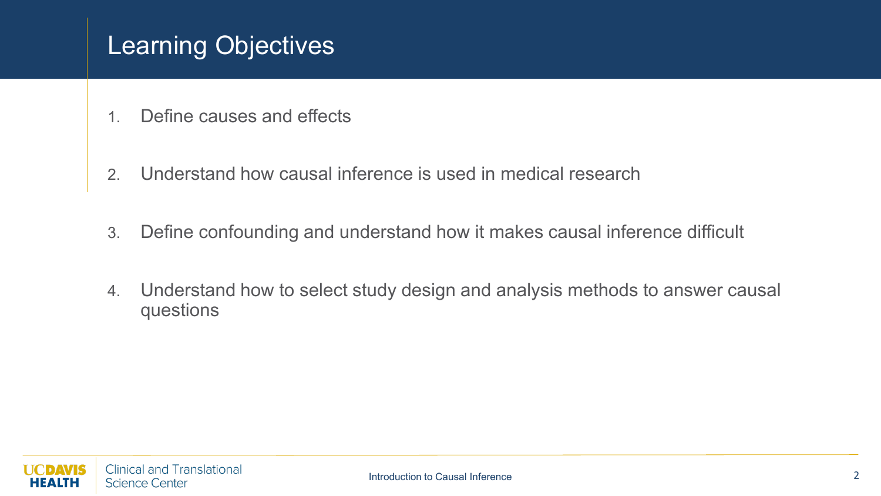# Learning Objectives

1. Define causes and effects
2. Understand how causal inference is used in medical research
3. Define confounding and understand how it makes causal inference difficult
4. Understand how to select study design and analysis methods to answer causal questions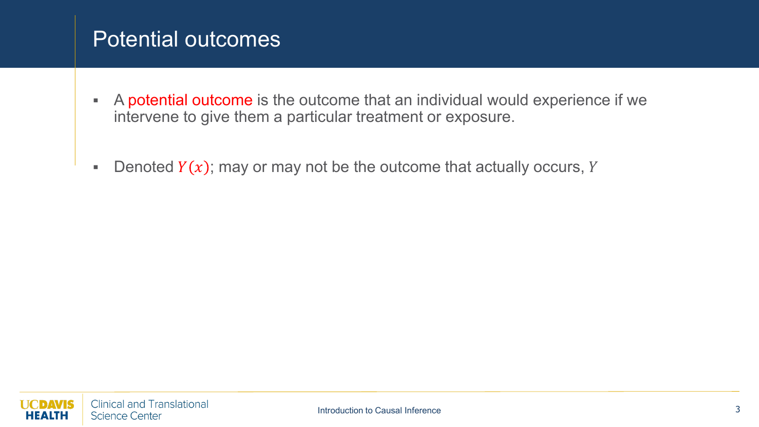# Potential outcomes

- A potential outcome is the outcome that an individual would experience if we intervene to give them a particular treatment or exposure.

- Denoted $Y(x)$; may or may not be the outcome that actually occurs, $Y$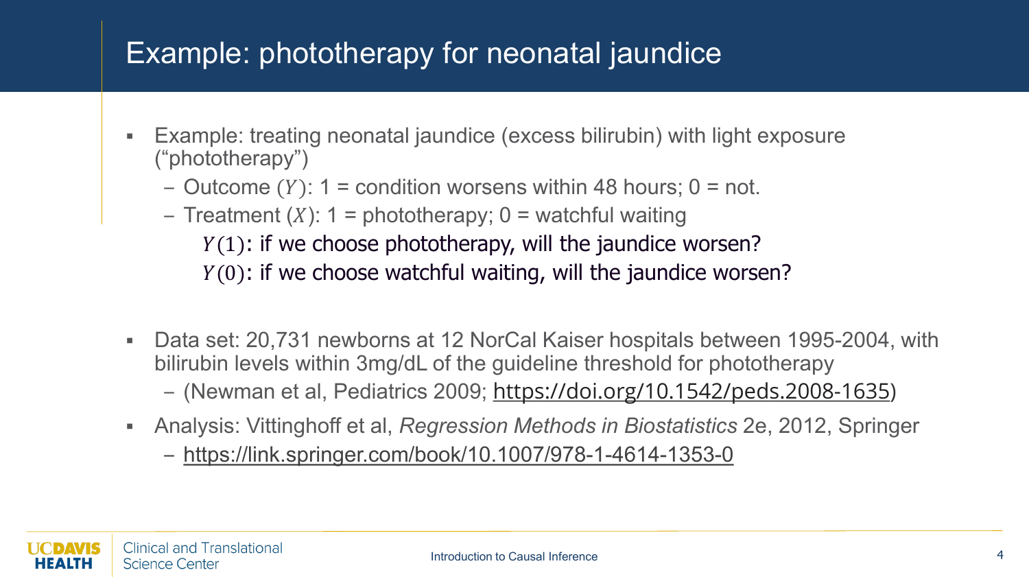# Example: phototherapy for neonatal jaundice

- Example: treating neonatal jaundice (excess bilirubin) with light exposure ("phototherapy")
  - Outcome ($Y$): 1 = condition worsens within 48 hours; 0 = not.
  - Treatment ($X$): 1 = phototherapy; 0 = watchful waiting

    $Y(1)$: if we choose phototherapy, will the jaundice worsen?

    $Y(0)$: if we choose watchful waiting, will the jaundice worsen?

- Data set: 20,731 newborns at 12 NorCal Kaiser hospitals between 1995-2004, with bilirubin levels within 3mg/dL of the guideline threshold for phototherapy
  - (Newman et al, Pediatrics 2009; https://doi.org/10.1542/peds.2008-1635)
- Analysis: Vittinghoff et al, *Regression Methods in Biostatistics* 2e, 2012, Springer
  - https://link.springer.com/book/10.1007/978-1-4614-1353-0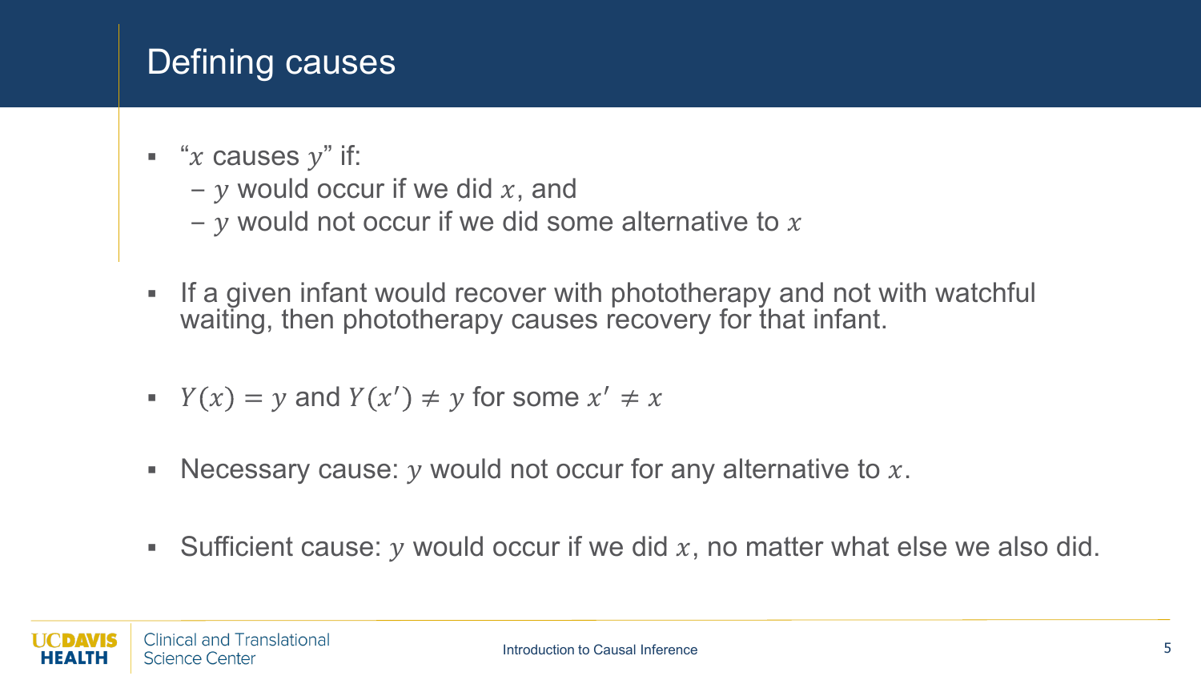# Defining causes

- "$x$ causes $y$" if:
  - $y$ would occur if we did $x$, and
  - $y$ would not occur if we did some alternative to $x$

- If a given infant would recover with phototherapy and not with watchful waiting, then phototherapy causes recovery for that infant.

- $Y(x) = y$ and $Y(x') \neq y$ for some $x' \neq x$

- Necessary cause: $y$ would not occur for any alternative to $x$.

- Sufficient cause: $y$ would occur if we did $x$, no matter what else we also did.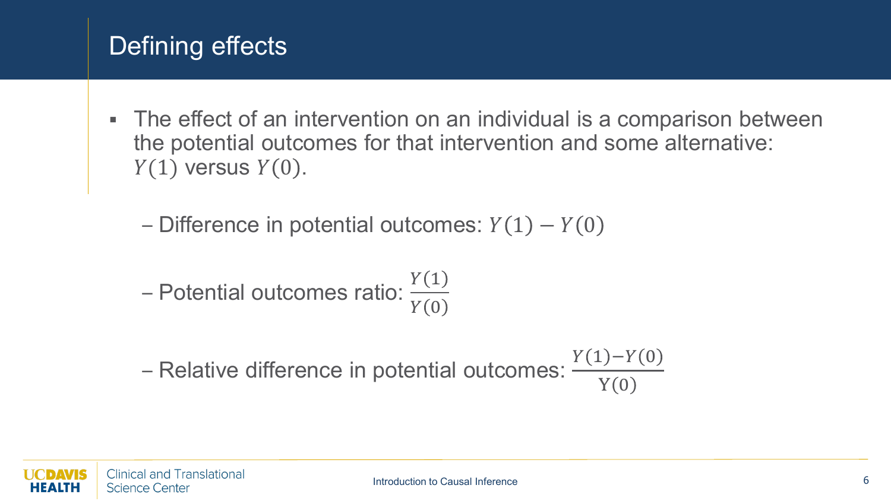# Defining effects

- The effect of an intervention on an individual is a comparison between the potential outcomes for that intervention and some alternative: $Y(1)$ versus $Y(0)$.
  - Difference in potential outcomes: $Y(1) - Y(0)$
  - Potential outcomes ratio: $\frac{Y(1)}{Y(0)}$
  - Relative difference in potential outcomes: $\frac{Y(1)-Y(0)}{Y(0)}$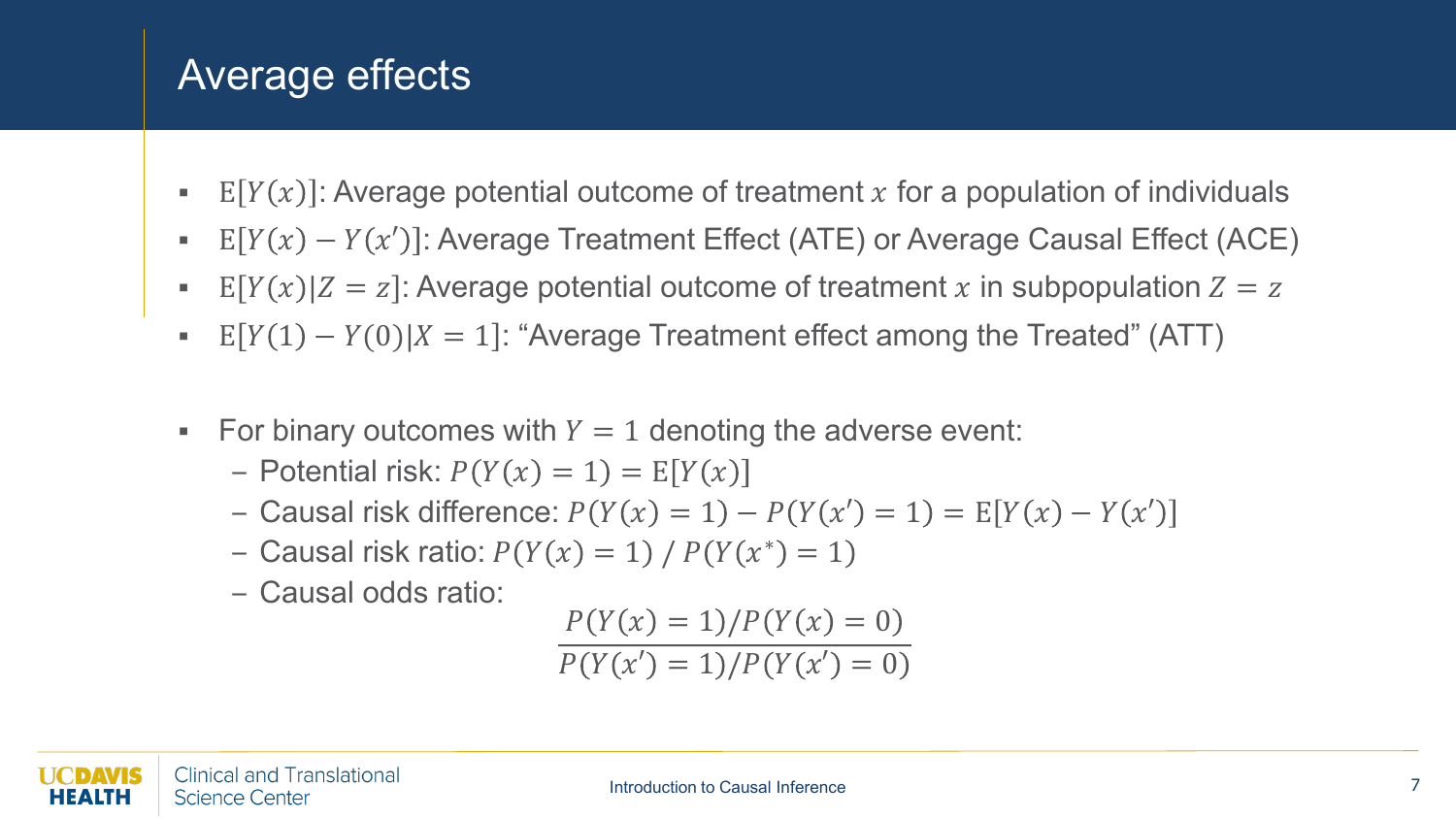# Average effects

- $\mathrm{E}[Y(x)]$: Average potential outcome of treatment $x$ for a population of individuals
- $\mathrm{E}[Y(x) - Y(x')]$: Average Treatment Effect (ATE) or Average Causal Effect (ACE)
- $\mathrm{E}[Y(x)|Z = z]$: Average potential outcome of treatment $x$ in subpopulation $Z = z$
- $\mathrm{E}[Y(1) - Y(0)|X = 1]$: "Average Treatment effect among the Treated" (ATT)

- For binary outcomes with $Y = 1$ denoting the adverse event:
  - Potential risk: $P(Y(x) = 1) = \mathrm{E}[Y(x)]$
  - Causal risk difference: $P(Y(x) = 1) - P(Y(x') = 1) = \mathrm{E}[Y(x) - Y(x')]$
  - Causal risk ratio: $P(Y(x) = 1) \,/\, P(Y(x^*) = 1)$
  - Causal odds ratio:

$$\frac{P(Y(x) = 1)/P(Y(x) = 0)}{P(Y(x') = 1)/P(Y(x') = 0)}$$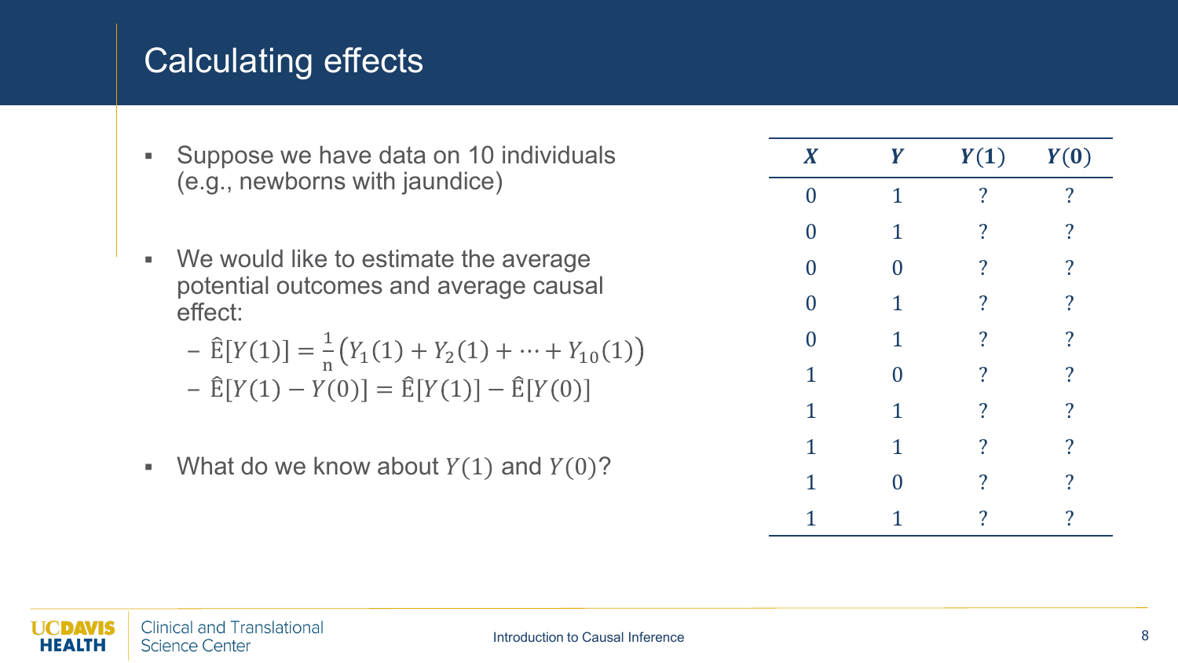# Calculating effects

- Suppose we have data on 10 individuals (e.g., newborns with jaundice)

- We would like to estimate the average potential outcomes and average causal effect:
  - $\hat{\mathrm{E}}[Y(1)] = \frac{1}{\mathrm{n}}\left(Y_1(1) + Y_2(1) + \cdots + Y_{10}(1)\right)$
  - $\hat{\mathrm{E}}[Y(1) - Y(0)] = \hat{\mathrm{E}}[Y(1)] - \hat{\mathrm{E}}[Y(0)]$

- What do we know about $Y(1)$ and $Y(0)$?

| $X$ | $Y$ | $Y(1)$ | $Y(0)$ |
|---|---|---|---|
| 0 | 1 | ? | ? |
| 0 | 1 | ? | ? |
| 0 | 0 | ? | ? |
| 0 | 1 | ? | ? |
| 0 | 1 | ? | ? |
| 1 | 0 | ? | ? |
| 1 | 1 | ? | ? |
| 1 | 1 | ? | ? |
| 1 | 0 | ? | ? |
| 1 | 1 | ? | ? |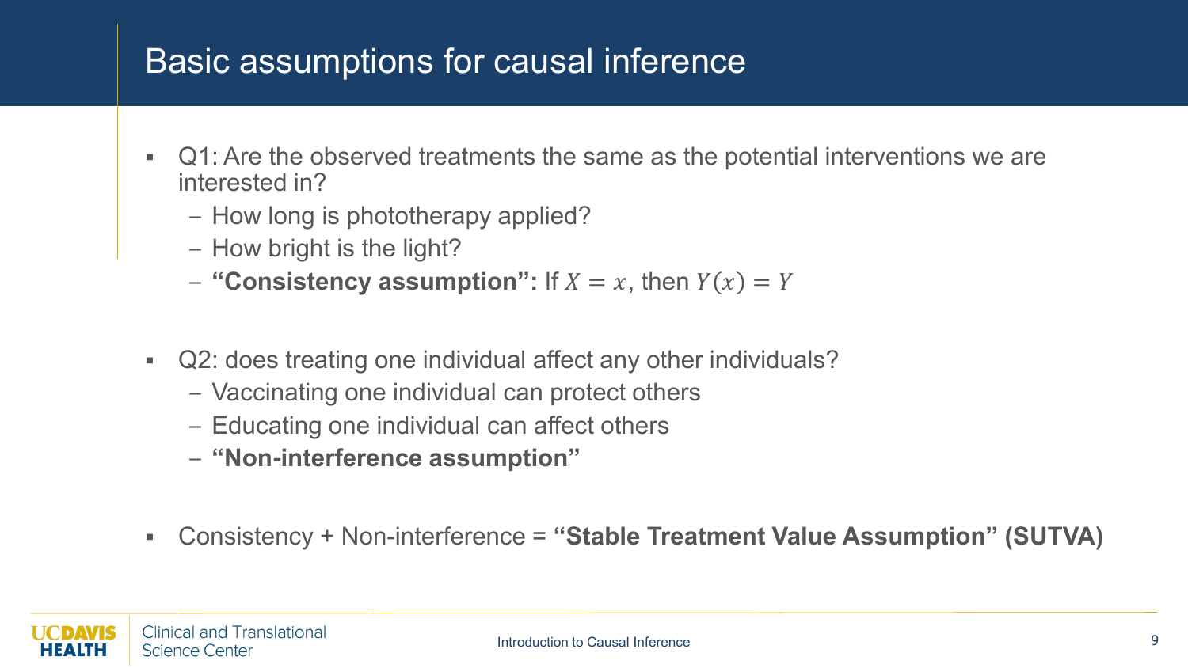# Basic assumptions for causal inference

- Q1: Are the observed treatments the same as the potential interventions we are interested in?
  - How long is phototherapy applied?
  - How bright is the light?
  - **"Consistency assumption":** If $X = x$, then $Y(x) = Y$
- Q2: does treating one individual affect any other individuals?
  - Vaccinating one individual can protect others
  - Educating one individual can affect others
  - **"Non-interference assumption"**
- Consistency + Non-interference = **"Stable Treatment Value Assumption" (SUTVA)**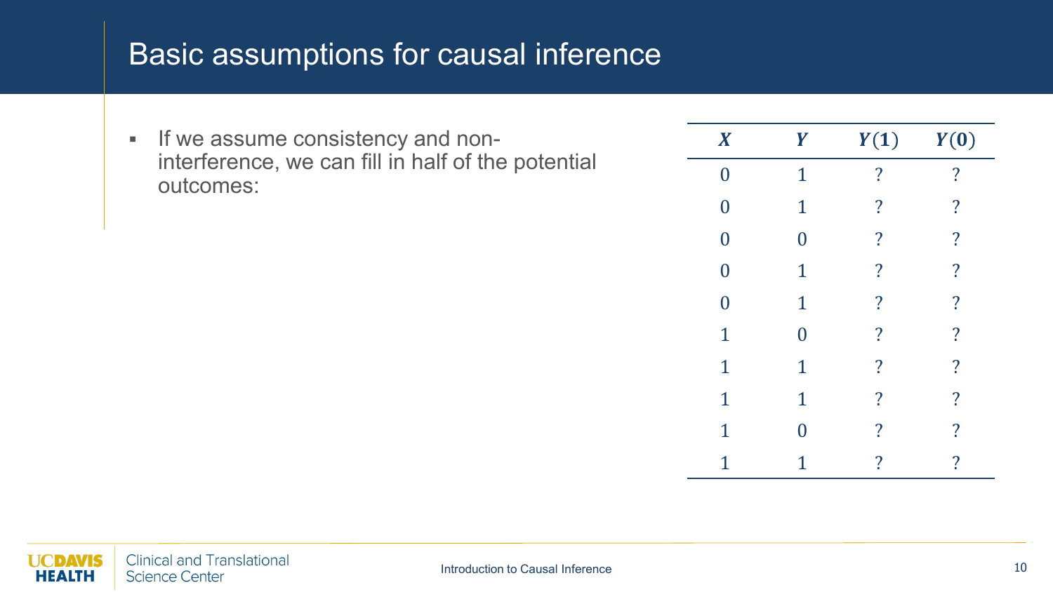# Basic assumptions for causal inference

- If we assume consistency and non-interference, we can fill in half of the potential outcomes:

| $X$ | $Y$ | $Y(1)$ | $Y(0)$ |
|---|---|---|---|
| 0 | 1 | ? | ? |
| 0 | 1 | ? | ? |
| 0 | 0 | ? | ? |
| 0 | 1 | ? | ? |
| 0 | 1 | ? | ? |
| 1 | 0 | ? | ? |
| 1 | 1 | ? | ? |
| 1 | 1 | ? | ? |
| 1 | 0 | ? | ? |
| 1 | 1 | ? | ? |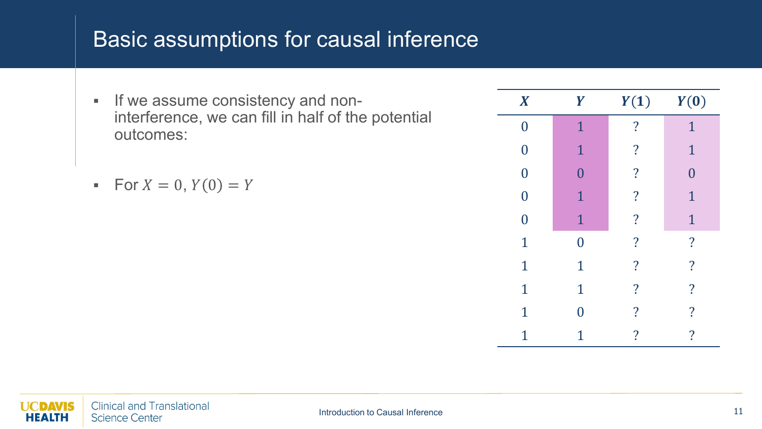# Basic assumptions for causal inference

- If we assume consistency and non-interference, we can fill in half of the potential outcomes:

- For $X = 0$, $Y(0) = Y$

| $X$ | $Y$ | $Y(1)$ | $Y(0)$ |
|---|---|---|---|
| 0 | 1 | ? | 1 |
| 0 | 1 | ? | 1 |
| 0 | 0 | ? | 0 |
| 0 | 1 | ? | 1 |
| 0 | 1 | ? | 1 |
| 1 | 0 | ? | ? |
| 1 | 1 | ? | ? |
| 1 | 1 | ? | ? |
| 1 | 0 | ? | ? |
| 1 | 1 | ? | ? |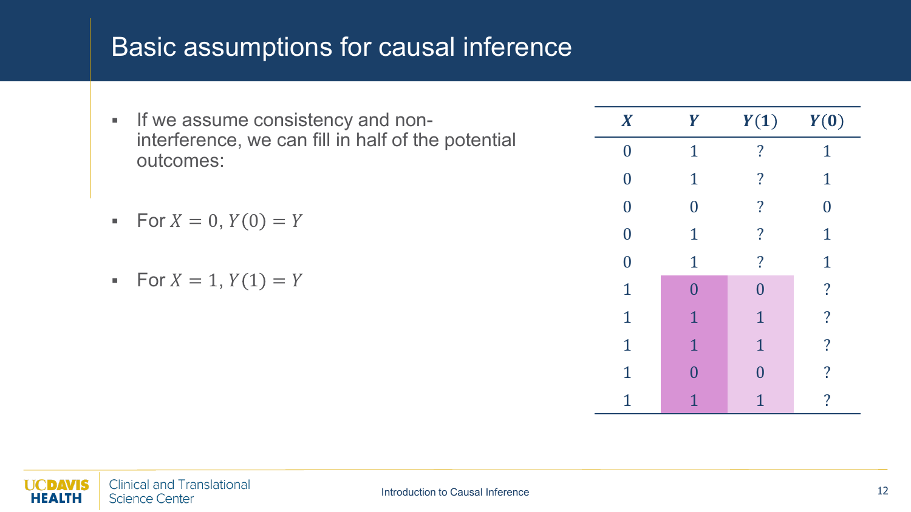# Basic assumptions for causal inference

- If we assume consistency and non-interference, we can fill in half of the potential outcomes:

- For $X = 0, Y(0) = Y$

- For $X = 1, Y(1) = Y$

| $X$ | $Y$ | $Y(1)$ | $Y(0)$ |
|---|---|---|---|
| 0 | 1 | ? | 1 |
| 0 | 1 | ? | 1 |
| 0 | 0 | ? | 0 |
| 0 | 1 | ? | 1 |
| 0 | 1 | ? | 1 |
| 1 | 0 | 0 | ? |
| 1 | 1 | 1 | ? |
| 1 | 1 | 1 | ? |
| 1 | 0 | 0 | ? |
| 1 | 1 | 1 | ? |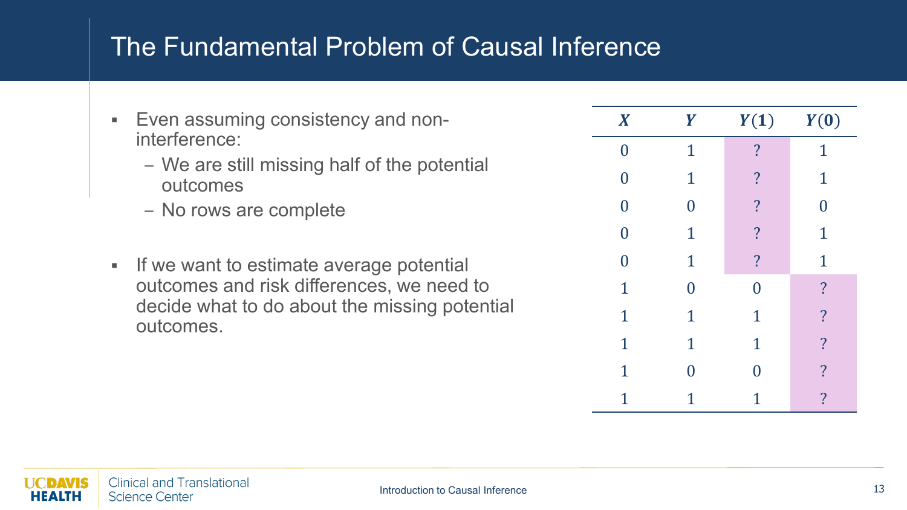# The Fundamental Problem of Causal Inference

- Even assuming consistency and non-interference:
  - We are still missing half of the potential outcomes
  - No rows are complete
- If we want to estimate average potential outcomes and risk differences, we need to decide what to do about the missing potential outcomes.

| $X$ | $Y$ | $Y(1)$ | $Y(0)$ |
|---|---|---|---|
| 0 | 1 | ? | 1 |
| 0 | 1 | ? | 1 |
| 0 | 0 | ? | 0 |
| 0 | 1 | ? | 1 |
| 0 | 1 | ? | 1 |
| 1 | 0 | 0 | ? |
| 1 | 1 | 1 | ? |
| 1 | 1 | 1 | ? |
| 1 | 0 | 0 | ? |
| 1 | 1 | 1 | ? |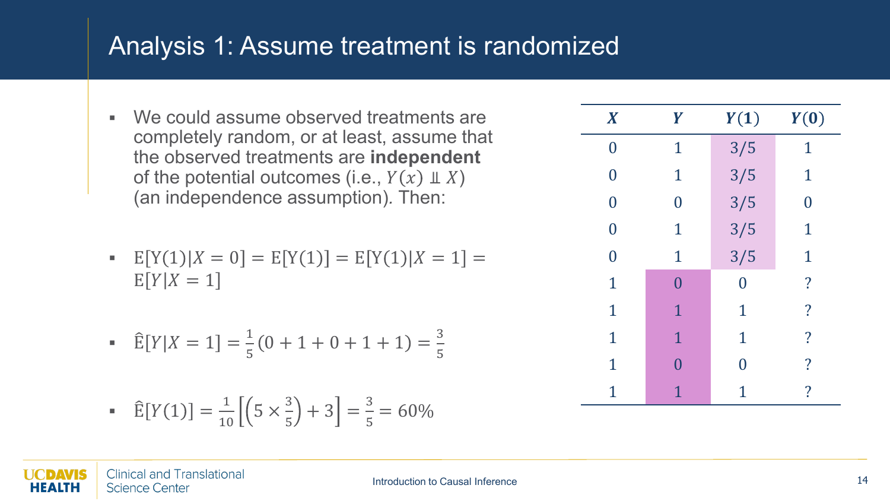# Analysis 1: Assume treatment is randomized

- We could assume observed treatments are completely random, or at least, assume that the observed treatments are **independent** of the potential outcomes (i.e., $Y(x) \perp\!\!\!\perp X$) (an independence assumption). Then:

- $\mathrm{E}[\mathrm{Y}(1)|X=0] = \mathrm{E}[\mathrm{Y}(1)] = \mathrm{E}[\mathrm{Y}(1)|X=1] = \mathrm{E}[Y|X=1]$

- $\hat{\mathrm{E}}[Y|X=1] = \frac{1}{5}(0+1+0+1+1) = \frac{3}{5}$

- $\hat{\mathrm{E}}[Y(1)] = \frac{1}{10}\left[\left(5 \times \frac{3}{5}\right) + 3\right] = \frac{3}{5} = 60\%$

| $X$ | $Y$ | $Y(1)$ | $Y(0)$ |
|---|---|---|---|
| 0 | 1 | 3/5 | 1 |
| 0 | 1 | 3/5 | 1 |
| 0 | 0 | 3/5 | 0 |
| 0 | 1 | 3/5 | 1 |
| 0 | 1 | 3/5 | 1 |
| 1 | 0 | 0 | ? |
| 1 | 1 | 1 | ? |
| 1 | 1 | 1 | ? |
| 1 | 0 | 0 | ? |
| 1 | 1 | 1 | ? |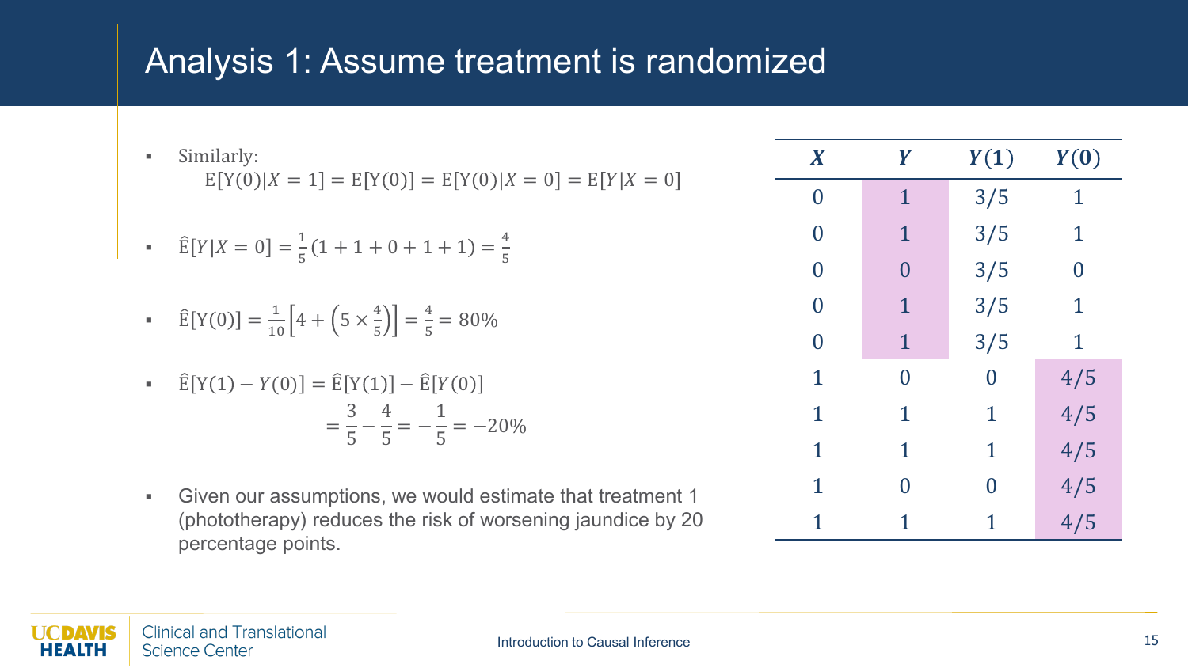# Analysis 1: Assume treatment is randomized

- Similarly:
  $\mathrm{E}[\mathrm{Y}(0)|X=1] = \mathrm{E}[\mathrm{Y}(0)] = \mathrm{E}[\mathrm{Y}(0)|X=0] = \mathrm{E}[Y|X=0]$

- $\hat{\mathrm{E}}[Y|X=0] = \frac{1}{5}(1+1+0+1+1) = \frac{4}{5}$

- $\hat{\mathrm{E}}[\mathrm{Y}(0)] = \frac{1}{10}\left[4 + \left(5 \times \frac{4}{5}\right)\right] = \frac{4}{5} = 80\%$

- $\hat{\mathrm{E}}[\mathrm{Y}(1) - Y(0)] = \hat{\mathrm{E}}[\mathrm{Y}(1)] - \hat{\mathrm{E}}[Y(0)]$
  $= \frac{3}{5} - \frac{4}{5} = -\frac{1}{5} = -20\%$

- Given our assumptions, we would estimate that treatment 1 (phototherapy) reduces the risk of worsening jaundice by 20 percentage points.

| $X$ | $Y$ | $Y(1)$ | $Y(0)$ |
|---|---|---|---|
| 0 | 1 | 3/5 | 1 |
| 0 | 1 | 3/5 | 1 |
| 0 | 0 | 3/5 | 0 |
| 0 | 1 | 3/5 | 1 |
| 0 | 1 | 3/5 | 1 |
| 1 | 0 | 0 | 4/5 |
| 1 | 1 | 1 | 4/5 |
| 1 | 1 | 1 | 4/5 |
| 1 | 0 | 0 | 4/5 |
| 1 | 1 | 1 | 4/5 |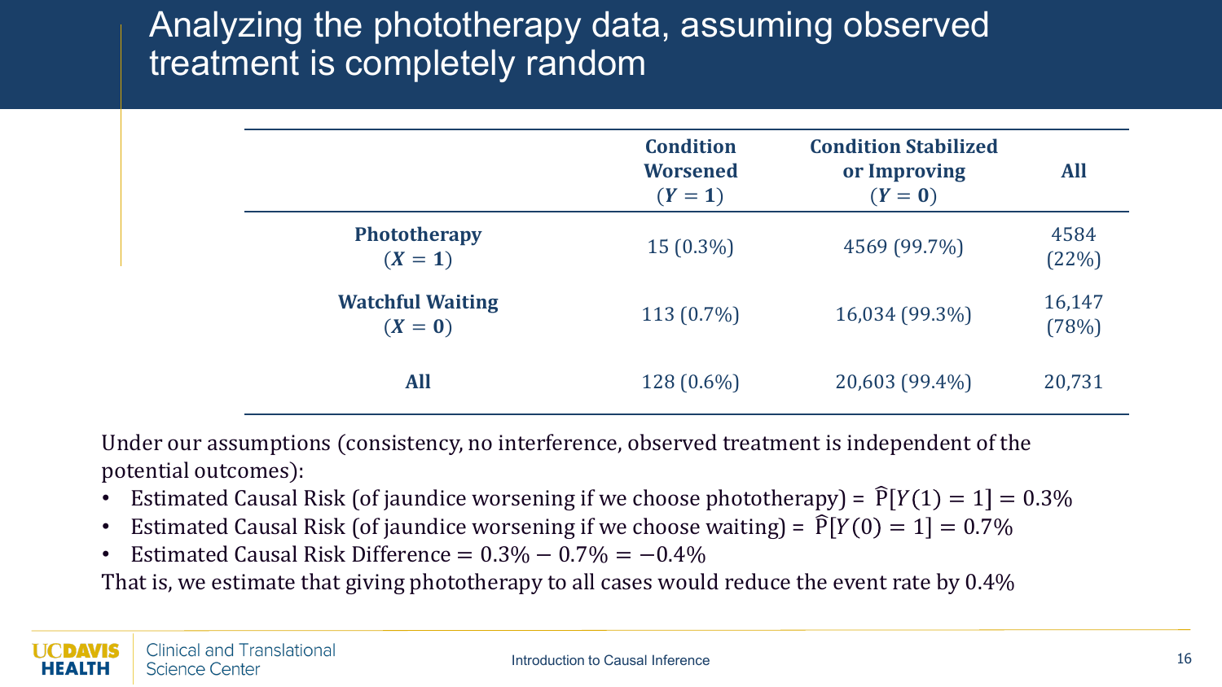# Analyzing the phototherapy data, assuming observed treatment is completely random

| | Condition Worsened ($Y = 1$) | Condition Stabilized or Improving ($Y = 0$) | All |
|---|---|---|---|
| **Phototherapy** ($X = 1$) | 15 (0.3%) | 4569 (99.7%) | 4584 (22%) |
| **Watchful Waiting** ($X = 0$) | 113 (0.7%) | 16,034 (99.3%) | 16,147 (78%) |
| **All** | 128 (0.6%) | 20,603 (99.4%) | 20,731 |

Under our assumptions (consistency, no interference, observed treatment is independent of the potential outcomes):

- Estimated Causal Risk (of jaundice worsening if we choose phototherapy) = $\widehat{\mathrm{P}}[Y(1) = 1] = 0.3\%$
- Estimated Causal Risk (of jaundice worsening if we choose waiting) = $\widehat{\mathrm{P}}[Y(0) = 1] = 0.7\%$
- Estimated Causal Risk Difference $= 0.3\% - 0.7\% = -0.4\%$

That is, we estimate that giving phototherapy to all cases would reduce the event rate by 0.4%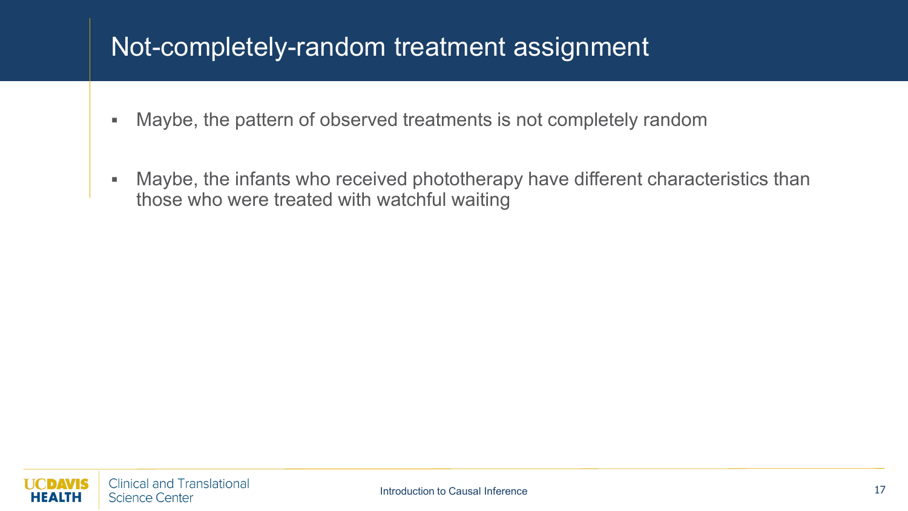# Not-completely-random treatment assignment

- Maybe, the pattern of observed treatments is not completely random
- Maybe, the infants who received phototherapy have different characteristics than those who were treated with watchful waiting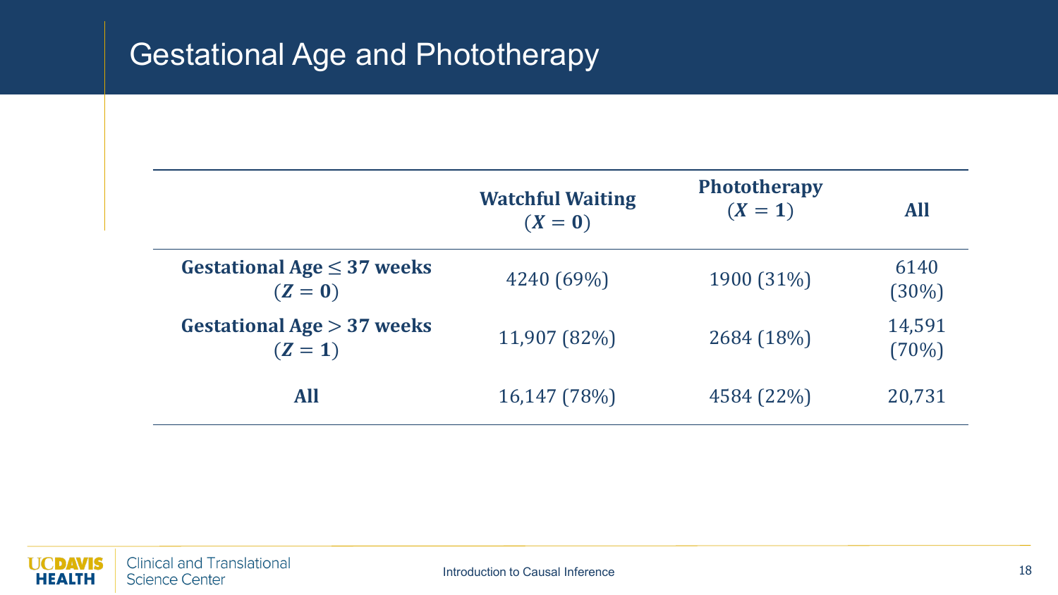# Gestational Age and Phototherapy

| | **Watchful Waiting** $(X = 0)$ | **Phototherapy** $(X = 1)$ | **All** |
|---|---|---|---|
| **Gestational Age $\leq$ 37 weeks** $(Z = 0)$ | 4240 (69%) | 1900 (31%) | 6140 (30%) |
| **Gestational Age $>$ 37 weeks** $(Z = 1)$ | 11,907 (82%) | 2684 (18%) | 14,591 (70%) |
| **All** | 16,147 (78%) | 4584 (22%) | 20,731 |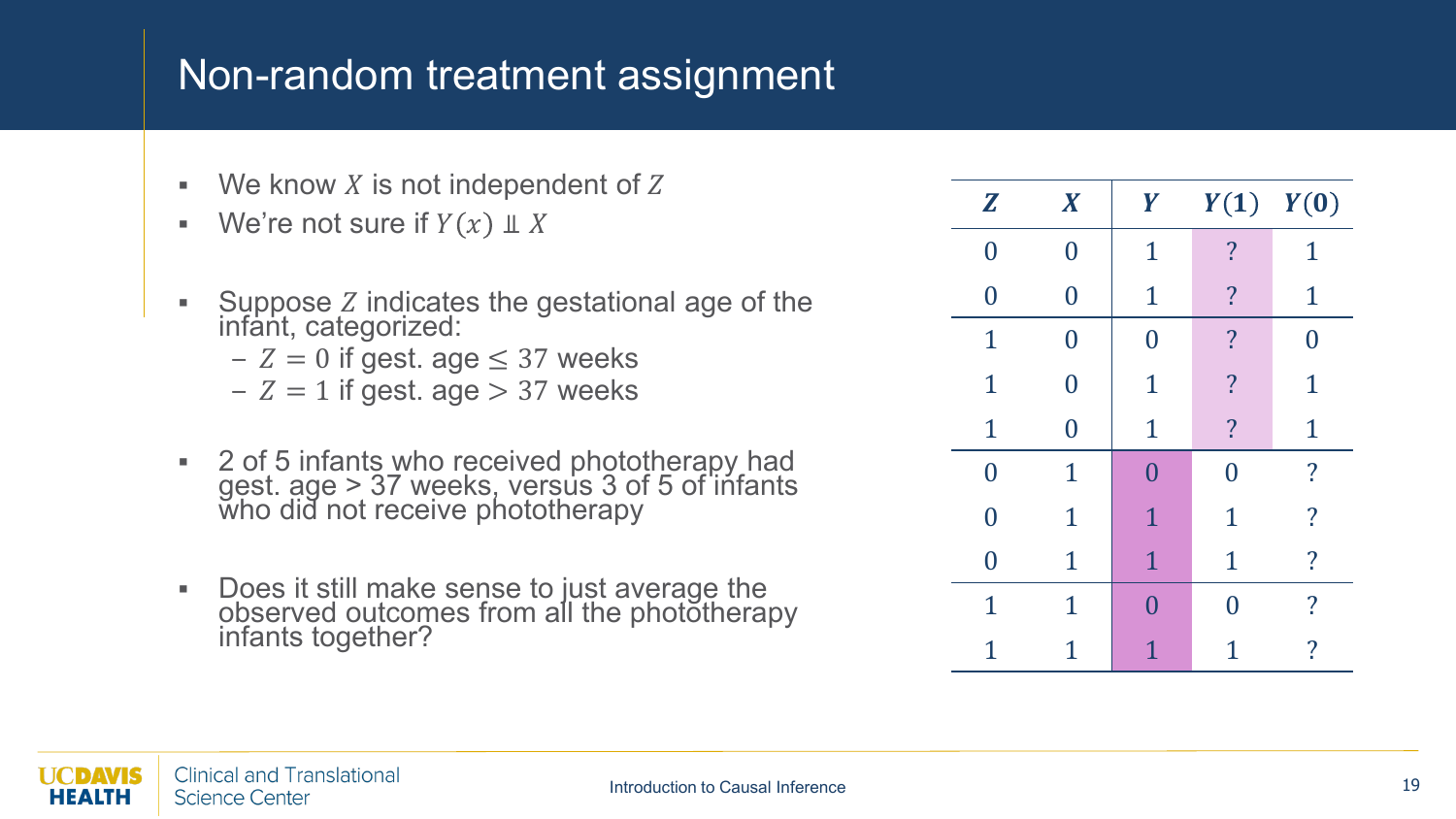# Non-random treatment assignment

- We know $X$ is not independent of $Z$
- We're not sure if $Y(x) \perp\!\!\!\perp X$

- Suppose $Z$ indicates the gestational age of the infant, categorized:
  - $Z = 0$ if gest. age $\leq 37$ weeks
  - $Z = 1$ if gest. age $> 37$ weeks

- 2 of 5 infants who received phototherapy had gest. age > 37 weeks, versus 3 of 5 of infants who did not receive phototherapy

- Does it still make sense to just average the observed outcomes from all the phototherapy infants together?

| $Z$ | $X$ | $Y$ | $Y(1)$ | $Y(0)$ |
|---|---|---|---|---|
| 0 | 0 | 1 | ? | 1 |
| 0 | 0 | 1 | ? | 1 |
| 1 | 0 | 0 | ? | 0 |
| 1 | 0 | 1 | ? | 1 |
| 1 | 0 | 1 | ? | 1 |
| 0 | 1 | 0 | 0 | ? |
| 0 | 1 | 1 | 1 | ? |
| 0 | 1 | 1 | 1 | ? |
| 1 | 1 | 0 | 0 | ? |
| 1 | 1 | 1 | 1 | ? |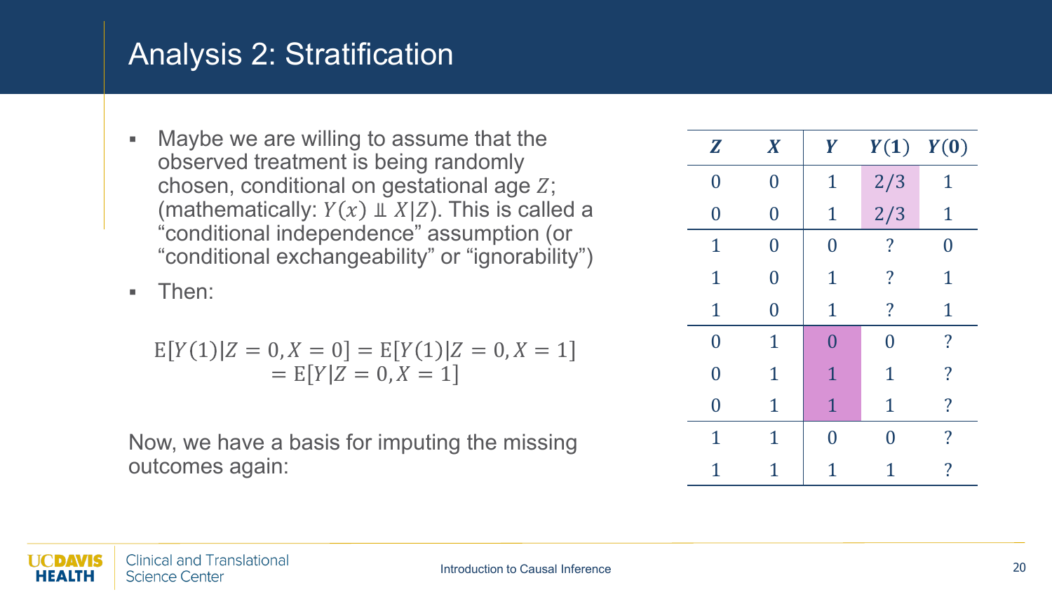# Analysis 2: Stratification

- Maybe we are willing to assume that the observed treatment is being randomly chosen, conditional on gestational age $Z$; (mathematically: $Y(x) \perp\!\!\!\perp X|Z$). This is called a "conditional independence" assumption (or "conditional exchangeability" or "ignorability")
- Then:

$$\mathrm{E}[Y(1)|Z=0,X=0] = \mathrm{E}[Y(1)|Z=0,X=1]$$
$$= \mathrm{E}[Y|Z=0,X=1]$$

Now, we have a basis for imputing the missing outcomes again:

| $Z$ | $X$ | $Y$ | $Y(1)$ | $Y(0)$ |
|---|---|---|---|---|
| 0 | 0 | 1 | 2/3 | 1 |
| 0 | 0 | 1 | 2/3 | 1 |
| 1 | 0 | 0 | ? | 0 |
| 1 | 0 | 1 | ? | 1 |
| 1 | 0 | 1 | ? | 1 |
| 0 | 1 | 0 | 0 | ? |
| 0 | 1 | 1 | 1 | ? |
| 0 | 1 | 1 | 1 | ? |
| 1 | 1 | 0 | 0 | ? |
| 1 | 1 | 1 | 1 | ? |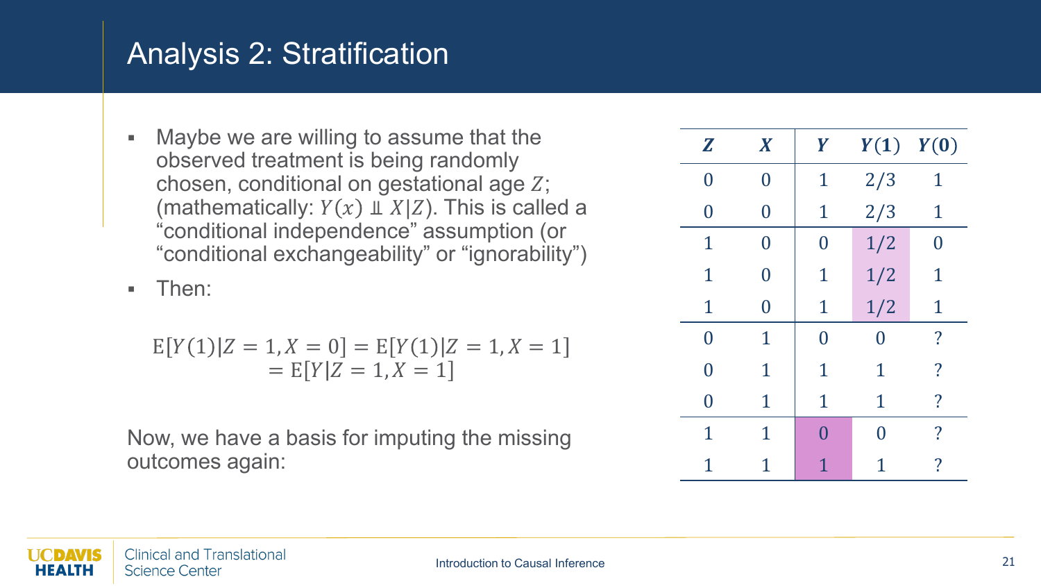# Analysis 2: Stratification

- Maybe we are willing to assume that the observed treatment is being randomly chosen, conditional on gestational age $Z$; (mathematically: $Y(x) \perp\!\!\!\perp X|Z$). This is called a "conditional independence" assumption (or "conditional exchangeability" or "ignorability")
- Then:

$$\mathrm{E}[Y(1)|Z=1, X=0] = \mathrm{E}[Y(1)|Z=1, X=1] \\ = \mathrm{E}[Y|Z=1, X=1]$$

Now, we have a basis for imputing the missing outcomes again:

| $Z$ | $X$ | $Y$ | $Y(1)$ | $Y(0)$ |
|---|---|---|---|---|
| 0 | 0 | 1 | 2/3 | 1 |
| 0 | 0 | 1 | 2/3 | 1 |
| 1 | 0 | 0 | 1/2 | 0 |
| 1 | 0 | 1 | 1/2 | 1 |
| 1 | 0 | 1 | 1/2 | 1 |
| 0 | 1 | 0 | 0 | ? |
| 0 | 1 | 1 | 1 | ? |
| 0 | 1 | 1 | 1 | ? |
| 1 | 1 | 0 | 0 | ? |
| 1 | 1 | 1 | 1 | ? |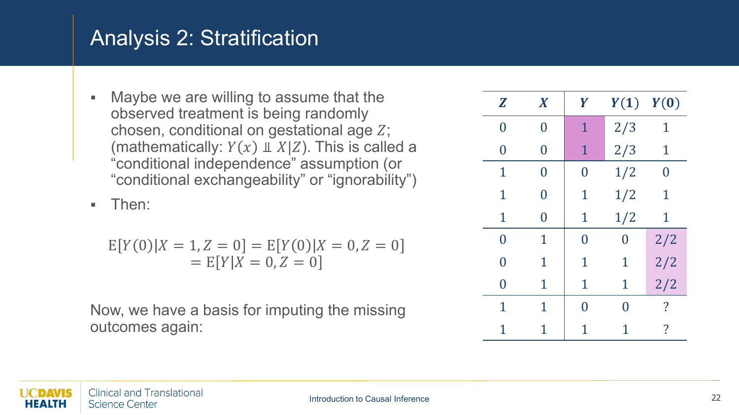# Analysis 2: Stratification

- Maybe we are willing to assume that the observed treatment is being randomly chosen, conditional on gestational age $Z$; (mathematically: $Y(x) \perp\!\!\!\perp X|Z$). This is called a "conditional independence" assumption (or "conditional exchangeability" or "ignorability")
- Then:

$$\begin{aligned} \mathrm{E}[Y(0)|X = 1, Z = 0] &= \mathrm{E}[Y(0)|X = 0, Z = 0] \\ &= \mathrm{E}[Y|X = 0, Z = 0] \end{aligned}$$

Now, we have a basis for imputing the missing outcomes again:

| $Z$ | $X$ | $Y$ | $Y(1)$ | $Y(0)$ |
|---|---|---|---|---|
| 0 | 0 | 1 | 2/3 | 1 |
| 0 | 0 | 1 | 2/3 | 1 |
| 1 | 0 | 0 | 1/2 | 0 |
| 1 | 0 | 1 | 1/2 | 1 |
| 1 | 0 | 1 | 1/2 | 1 |
| 0 | 1 | 0 | 0 | 2/2 |
| 0 | 1 | 1 | 1 | 2/2 |
| 0 | 1 | 1 | 1 | 2/2 |
| 1 | 1 | 0 | 0 | ? |
| 1 | 1 | 1 | 1 | ? |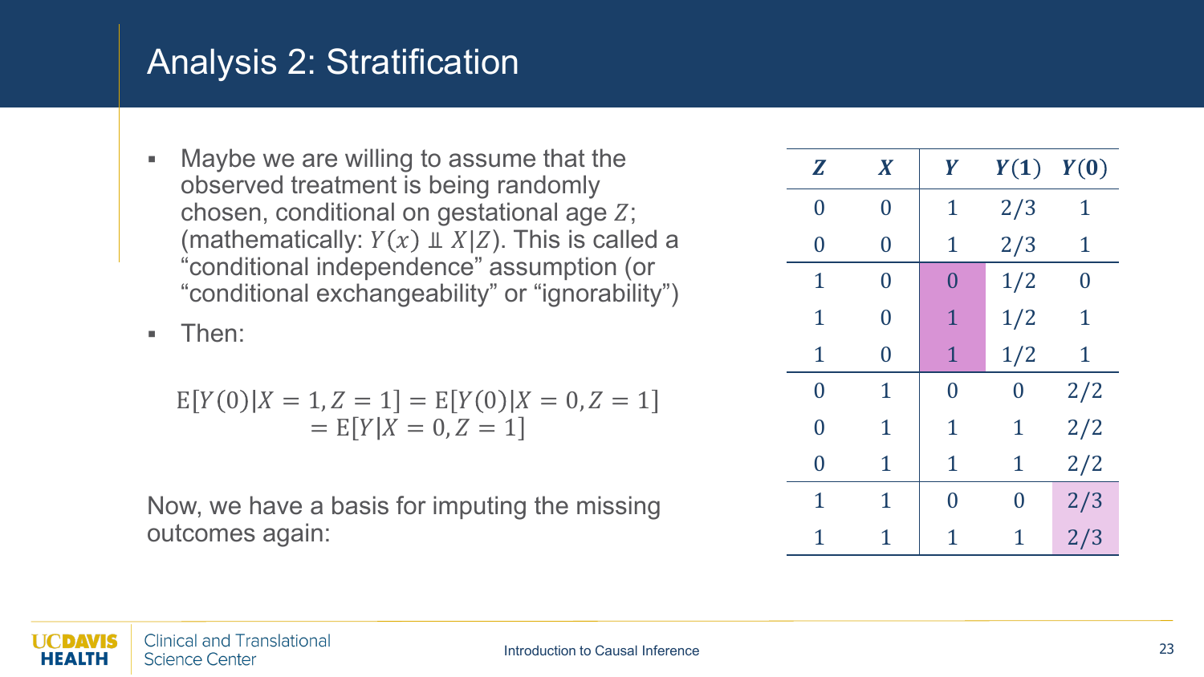# Analysis 2: Stratification

- Maybe we are willing to assume that the observed treatment is being randomly chosen, conditional on gestational age $Z$; (mathematically: $Y(x) \perp\!\!\!\perp X|Z$). This is called a "conditional independence" assumption (or "conditional exchangeability" or "ignorability")
- Then:

$$\mathrm{E}[Y(0)|X=1, Z=1] = \mathrm{E}[Y(0)|X=0, Z=1]$$
$$= \mathrm{E}[Y|X=0, Z=1]$$

Now, we have a basis for imputing the missing outcomes again:

| $Z$ | $X$ | $Y$ | $Y(1)$ | $Y(0)$ |
|---|---|---|---|---|
| 0 | 0 | 1 | 2/3 | 1 |
| 0 | 0 | 1 | 2/3 | 1 |
| 1 | 0 | 0 | 1/2 | 0 |
| 1 | 0 | 1 | 1/2 | 1 |
| 1 | 0 | 1 | 1/2 | 1 |
| 0 | 1 | 0 | 0 | 2/2 |
| 0 | 1 | 1 | 1 | 2/2 |
| 0 | 1 | 1 | 1 | 2/2 |
| 1 | 1 | 0 | 0 | 2/3 |
| 1 | 1 | 1 | 1 | 2/3 |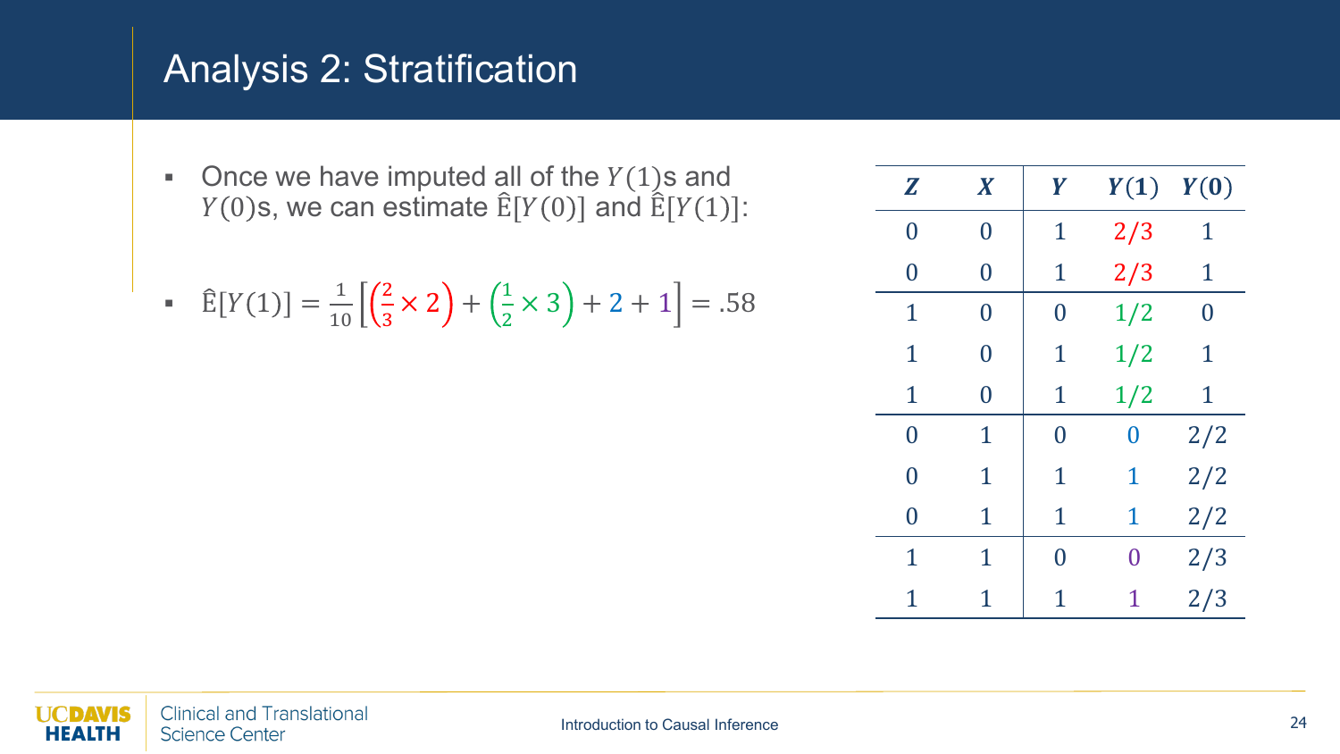# Analysis 2: Stratification

- Once we have imputed all of the $Y(1)$s and $Y(0)$s, we can estimate $\hat{\mathrm{E}}[Y(0)]$ and $\hat{\mathrm{E}}[Y(1)]$:

- $\hat{\mathrm{E}}[Y(1)] = \frac{1}{10}\left[\left(\frac{2}{3} \times 2\right) + \left(\frac{1}{2} \times 3\right) + 2 + 1\right] = .58$

| $Z$ | $X$ | $Y$ | $Y(1)$ | $Y(0)$ |
|---|---|---|---|---|
| 0 | 0 | 1 | 2/3 | 1 |
| 0 | 0 | 1 | 2/3 | 1 |
| 1 | 0 | 0 | 1/2 | 0 |
| 1 | 0 | 1 | 1/2 | 1 |
| 1 | 0 | 1 | 1/2 | 1 |
| 0 | 1 | 0 | 0 | 2/2 |
| 0 | 1 | 1 | 1 | 2/2 |
| 0 | 1 | 1 | 1 | 2/2 |
| 1 | 1 | 0 | 0 | 2/3 |
| 1 | 1 | 1 | 1 | 2/3 |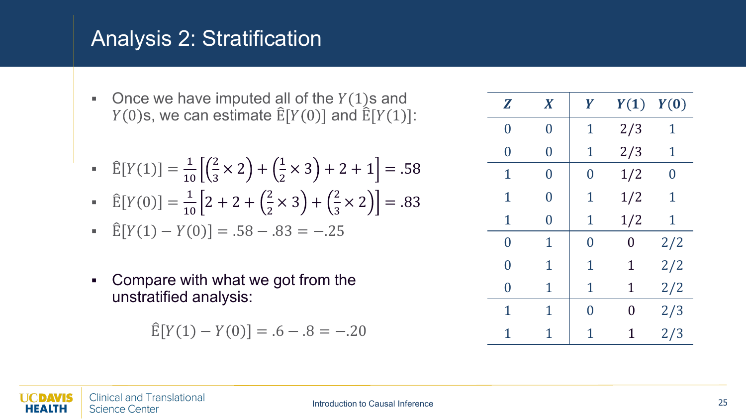# Analysis 2: Stratification

- Once we have imputed all of the $Y(1)$s and $Y(0)$s, we can estimate $\hat{\mathrm{E}}[Y(0)]$ and $\hat{\mathrm{E}}[Y(1)]$:

- $\hat{\mathrm{E}}[Y(1)] = \frac{1}{10}\left[\left(\frac{2}{3} \times 2\right) + \left(\frac{1}{2} \times 3\right) + 2 + 1\right] = .58$
- $\hat{\mathrm{E}}[Y(0)] = \frac{1}{10}\left[2 + 2 + \left(\frac{2}{2} \times 3\right) + \left(\frac{2}{3} \times 2\right)\right] = .83$
- $\hat{\mathrm{E}}[Y(1) - Y(0)] = .58 - .83 = -.25$

- Compare with what we got from the unstratified analysis:

$$\hat{\mathrm{E}}[Y(1) - Y(0)] = .6 - .8 = -.20$$

| $Z$ | $X$ | $Y$ | $Y(1)$ | $Y(0)$ |
|---|---|---|---|---|
| 0 | 0 | 1 | 2/3 | 1 |
| 0 | 0 | 1 | 2/3 | 1 |
| 1 | 0 | 0 | 1/2 | 0 |
| 1 | 0 | 1 | 1/2 | 1 |
| 1 | 0 | 1 | 1/2 | 1 |
| 0 | 1 | 0 | 0 | 2/2 |
| 0 | 1 | 1 | 1 | 2/2 |
| 0 | 1 | 1 | 1 | 2/2 |
| 1 | 1 | 0 | 0 | 2/3 |
| 1 | 1 | 1 | 1 | 2/3 |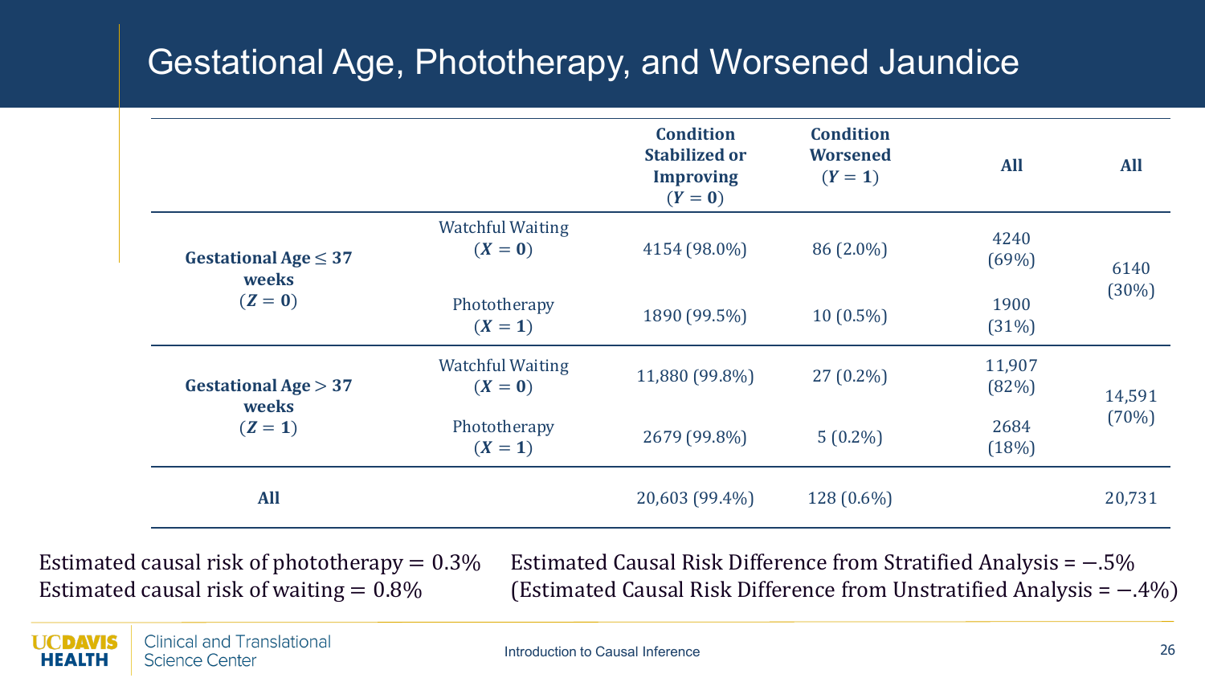# Gestational Age, Phototherapy, and Worsened Jaundice

| | | Condition Stabilized or Improving ($Y = 0$) | Condition Worsened ($Y = 1$) | All | All |
|---|---|---|---|---|---|
| **Gestational Age $\leq 37$ weeks** ($Z = 0$) | Watchful Waiting ($X = 0$) | 4154 (98.0%) | 86 (2.0%) | 4240 (69%) | 6140 (30%) |
| | Phototherapy ($X = 1$) | 1890 (99.5%) | 10 (0.5%) | 1900 (31%) | |
| **Gestational Age $> 37$ weeks** ($Z = 1$) | Watchful Waiting ($X = 0$) | 11,880 (99.8%) | 27 (0.2%) | 11,907 (82%) | 14,591 (70%) |
| | Phototherapy ($X = 1$) | 2679 (99.8%) | 5 (0.2%) | 2684 (18%) | |
| **All** | | 20,603 (99.4%) | 128 (0.6%) | | 20,731 |

Estimated causal risk of phototherapy = 0.3%
Estimated causal risk of waiting = 0.8%

Estimated Causal Risk Difference from Stratified Analysis = −.5%
(Estimated Causal Risk Difference from Unstratified Analysis = −.4%)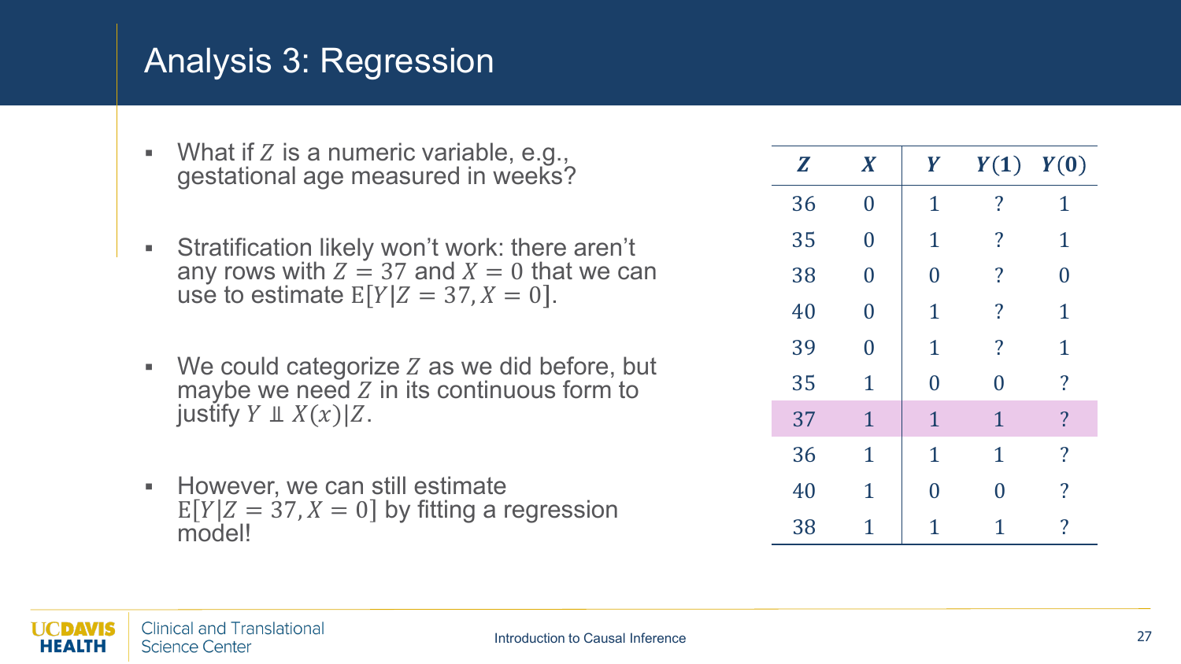# Analysis 3: Regression

- What if $Z$ is a numeric variable, e.g., gestational age measured in weeks?
- Stratification likely won't work: there aren't any rows with $Z = 37$ and $X = 0$ that we can use to estimate $\mathrm{E}[Y|Z = 37, X = 0]$.
- We could categorize $Z$ as we did before, but maybe we need $Z$ in its continuous form to justify $Y \perp\!\!\!\perp X(x)|Z$.
- However, we can still estimate $\mathrm{E}[Y|Z = 37, X = 0]$ by fitting a regression model!

| $Z$ | $X$ | $Y$ | $Y(1)$ | $Y(0)$ |
|---|---|---|---|---|
| 36 | 0 | 1 | ? | 1 |
| 35 | 0 | 1 | ? | 1 |
| 38 | 0 | 0 | ? | 0 |
| 40 | 0 | 1 | ? | 1 |
| 39 | 0 | 1 | ? | 1 |
| 35 | 1 | 0 | 0 | ? |
| 37 | 1 | 1 | 1 | ? |
| 36 | 1 | 1 | 1 | ? |
| 40 | 1 | 0 | 0 | ? |
| 38 | 1 | 1 | 1 | ? |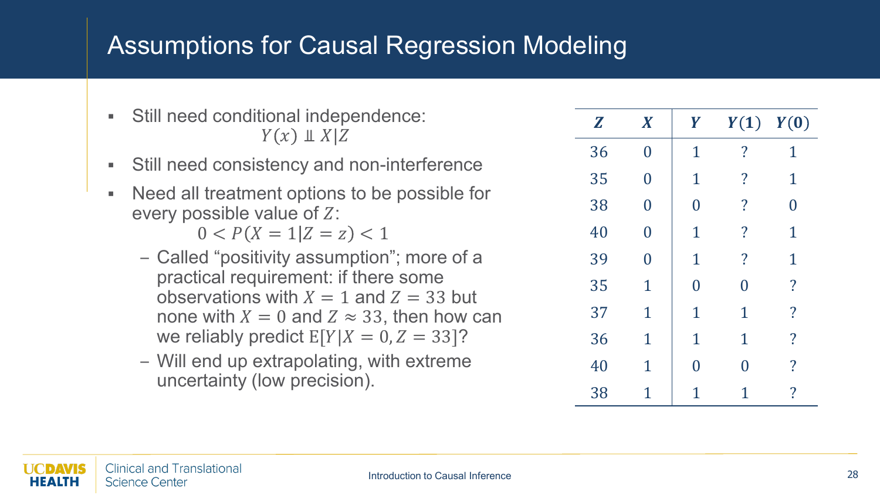# Assumptions for Causal Regression Modeling

- Still need conditional independence:
  $$Y(x) \perp\!\!\!\perp X | Z$$
- Still need consistency and non-interference
- Need all treatment options to be possible for every possible value of $Z$:
  $$0 < P(X = 1 | Z = z) < 1$$
  - Called "positivity assumption"; more of a practical requirement: if there some observations with $X = 1$ and $Z = 33$ but none with $X = 0$ and $Z \approx 33$, then how can we reliably predict $\mathrm{E}[Y | X = 0, Z = 33]$?
  - Will end up extrapolating, with extreme uncertainty (low precision).

| $Z$ | $X$ | $Y$ | $Y(1)$ | $Y(0)$ |
|---|---|---|---|---|
| 36 | 0 | 1 | ? | 1 |
| 35 | 0 | 1 | ? | 1 |
| 38 | 0 | 0 | ? | 0 |
| 40 | 0 | 1 | ? | 1 |
| 39 | 0 | 1 | ? | 1 |
| 35 | 1 | 0 | 0 | ? |
| 37 | 1 | 1 | 1 | ? |
| 36 | 1 | 1 | 1 | ? |
| 40 | 1 | 0 | 0 | ? |
| 38 | 1 | 1 | 1 | ? |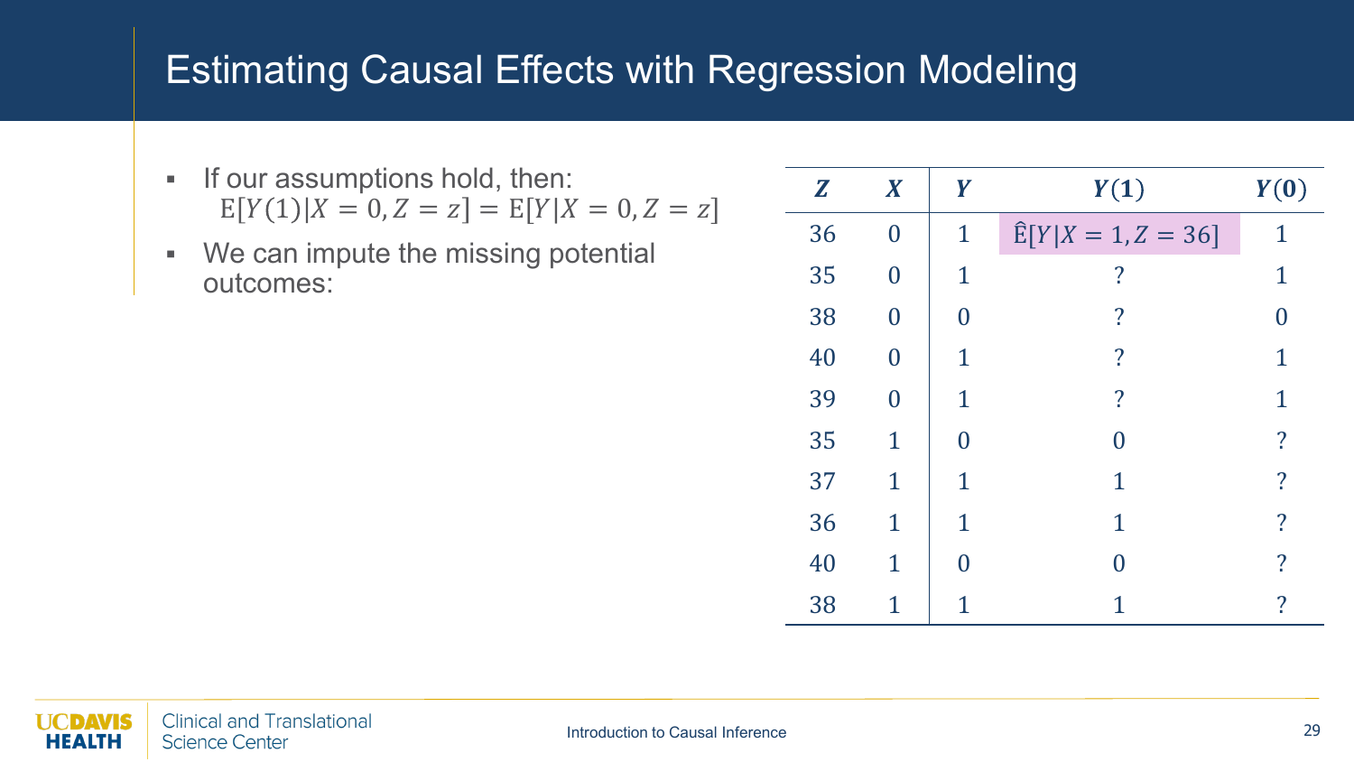# Estimating Causal Effects with Regression Modeling

- If our assumptions hold, then:
  $\mathrm{E}[Y(1)|X=0, Z=z] = \mathrm{E}[Y|X=0, Z=z]$
- We can impute the missing potential outcomes:

| $Z$ | $X$ | $Y$ | $Y(1)$ | $Y(0)$ |
|---|---|---|---|---|
| 36 | 0 | 1 | $\hat{\mathrm{E}}[Y|X=1, Z=36]$ | 1 |
| 35 | 0 | 1 | ? | 1 |
| 38 | 0 | 0 | ? | 0 |
| 40 | 0 | 1 | ? | 1 |
| 39 | 0 | 1 | ? | 1 |
| 35 | 1 | 0 | 0 | ? |
| 37 | 1 | 1 | 1 | ? |
| 36 | 1 | 1 | 1 | ? |
| 40 | 1 | 0 | 0 | ? |
| 38 | 1 | 1 | 1 | ? |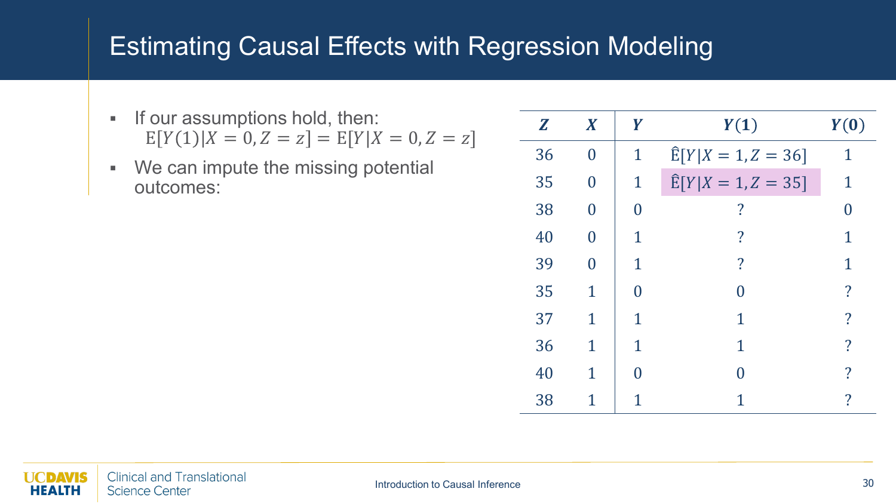# Estimating Causal Effects with Regression Modeling

- If our assumptions hold, then: $\mathrm{E}[Y(1)|X = 0, Z = z] = \mathrm{E}[Y|X = 0, Z = z]$
- We can impute the missing potential outcomes:

| $\boldsymbol{Z}$ | $\boldsymbol{X}$ | $\boldsymbol{Y}$ | $\boldsymbol{Y(1)}$ | $\boldsymbol{Y(0)}$ |
|---|---|---|---|---|
| 36 | 0 | 1 | $\hat{\mathrm{E}}[Y|X = 1, Z = 36]$ | 1 |
| 35 | 0 | 1 | $\hat{\mathrm{E}}[Y|X = 1, Z = 35]$ | 1 |
| 38 | 0 | 0 | ? | 0 |
| 40 | 0 | 1 | ? | 1 |
| 39 | 0 | 1 | ? | 1 |
| 35 | 1 | 0 | 0 | ? |
| 37 | 1 | 1 | 1 | ? |
| 36 | 1 | 1 | 1 | ? |
| 40 | 1 | 0 | 0 | ? |
| 38 | 1 | 1 | 1 | ? |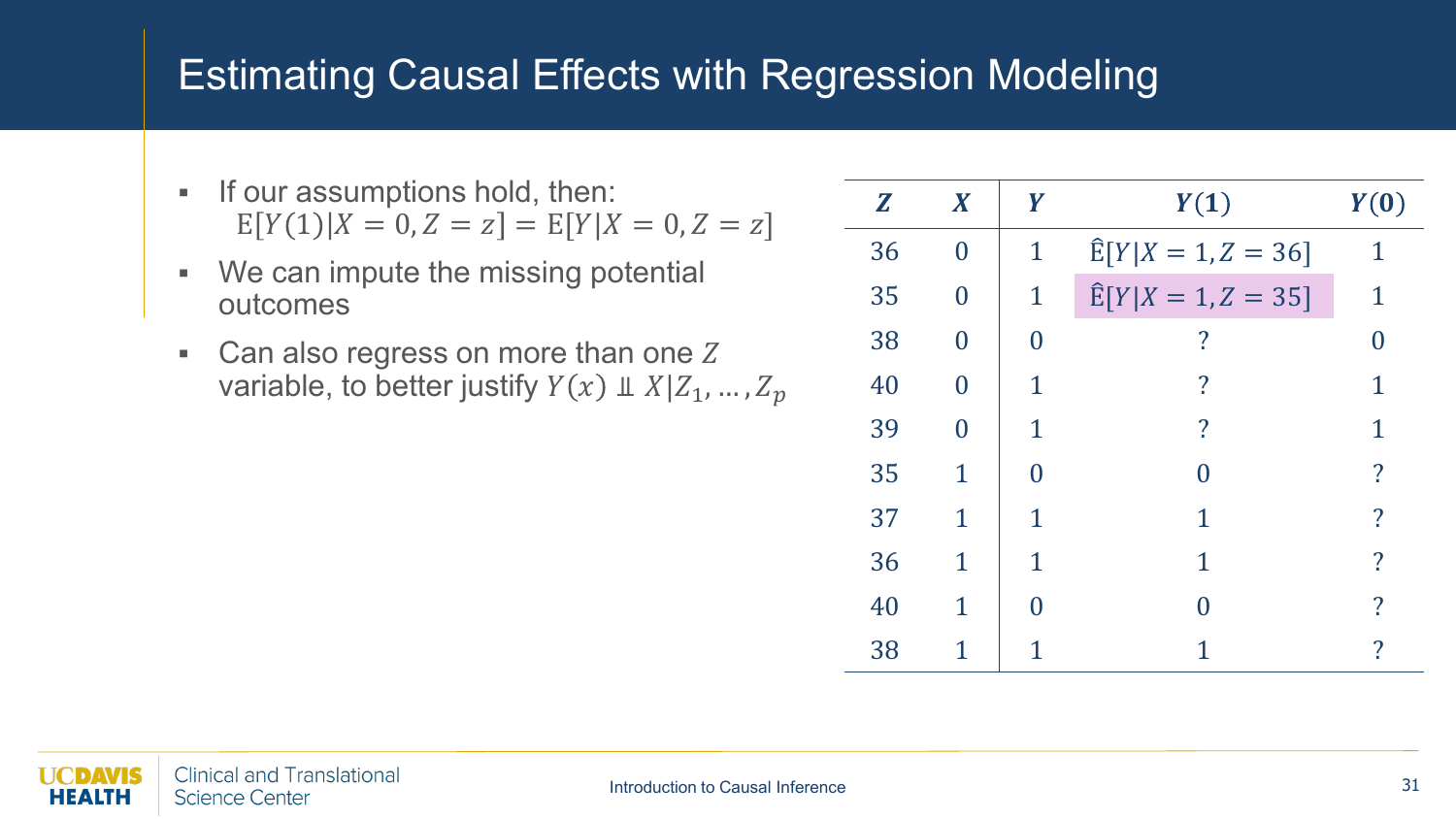# Estimating Causal Effects with Regression Modeling

- If our assumptions hold, then: $\mathrm{E}[Y(1)|X = 0, Z = z] = \mathrm{E}[Y|X = 0, Z = z]$
- We can impute the missing potential outcomes
- Can also regress on more than one $Z$ variable, to better justify $Y(x) \perp\!\!\!\perp X|Z_1, \ldots, Z_p$

| $Z$ | $X$ | $Y$ | $Y(1)$ | $Y(0)$ |
|---|---|---|---|---|
| 36 | 0 | 1 | $\hat{\mathrm{E}}[Y|X = 1, Z = 36]$ | 1 |
| 35 | 0 | 1 | $\hat{\mathrm{E}}[Y|X = 1, Z = 35]$ | 1 |
| 38 | 0 | 0 | ? | 0 |
| 40 | 0 | 1 | ? | 1 |
| 39 | 0 | 1 | ? | 1 |
| 35 | 1 | 0 | 0 | ? |
| 37 | 1 | 1 | 1 | ? |
| 36 | 1 | 1 | 1 | ? |
| 40 | 1 | 0 | 0 | ? |
| 38 | 1 | 1 | 1 | ? |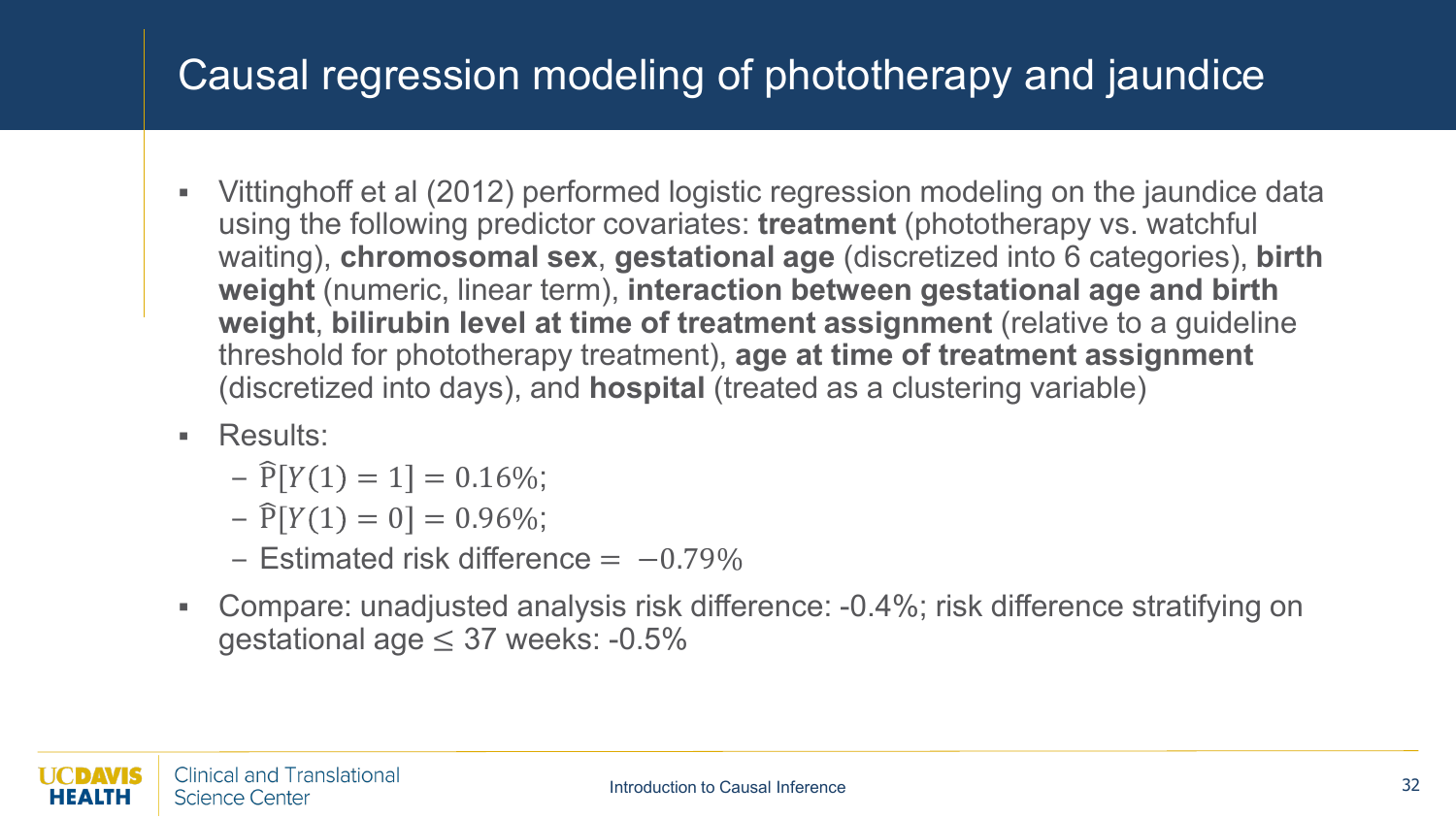# Causal regression modeling of phototherapy and jaundice

- Vittinghoff et al (2012) performed logistic regression modeling on the jaundice data using the following predictor covariates: **treatment** (phototherapy vs. watchful waiting), **chromosomal sex**, **gestational age** (discretized into 6 categories), **birth weight** (numeric, linear term), **interaction between gestational age and birth weight**, **bilirubin level at time of treatment assignment** (relative to a guideline threshold for phototherapy treatment), **age at time of treatment assignment** (discretized into days), and **hospital** (treated as a clustering variable)
- Results:
  - $\widehat{\mathrm{P}}[Y(1) = 1] = 0.16\%;$
  - $\widehat{\mathrm{P}}[Y(1) = 0] = 0.96\%;$
  - Estimated risk difference = $-0.79\%$
- Compare: unadjusted analysis risk difference: -0.4%; risk difference stratifying on gestational age $\leq$ 37 weeks: -0.5%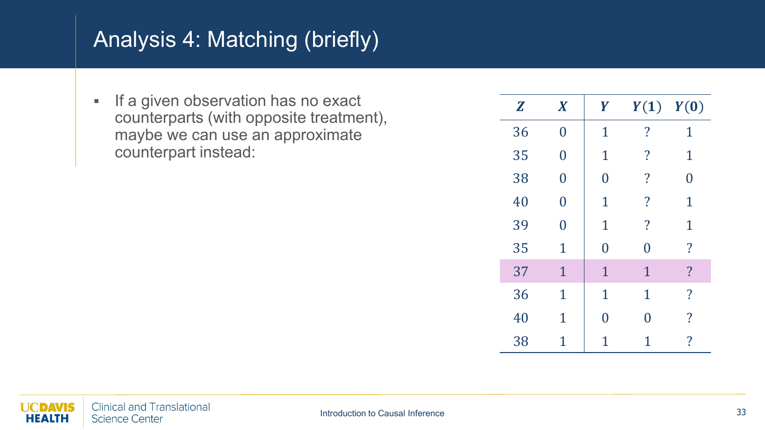# Analysis 4: Matching (briefly)

- If a given observation has no exact counterparts (with opposite treatment), maybe we can use an approximate counterpart instead:

| $Z$ | $X$ | $Y$ | $Y(1)$ | $Y(0)$ |
|---|---|---|---|---|
| 36 | 0 | 1 | ? | 1 |
| 35 | 0 | 1 | ? | 1 |
| 38 | 0 | 0 | ? | 0 |
| 40 | 0 | 1 | ? | 1 |
| 39 | 0 | 1 | ? | 1 |
| 35 | 1 | 0 | 0 | ? |
| 37 | 1 | 1 | 1 | ? |
| 36 | 1 | 1 | 1 | ? |
| 40 | 1 | 0 | 0 | ? |
| 38 | 1 | 1 | 1 | ? |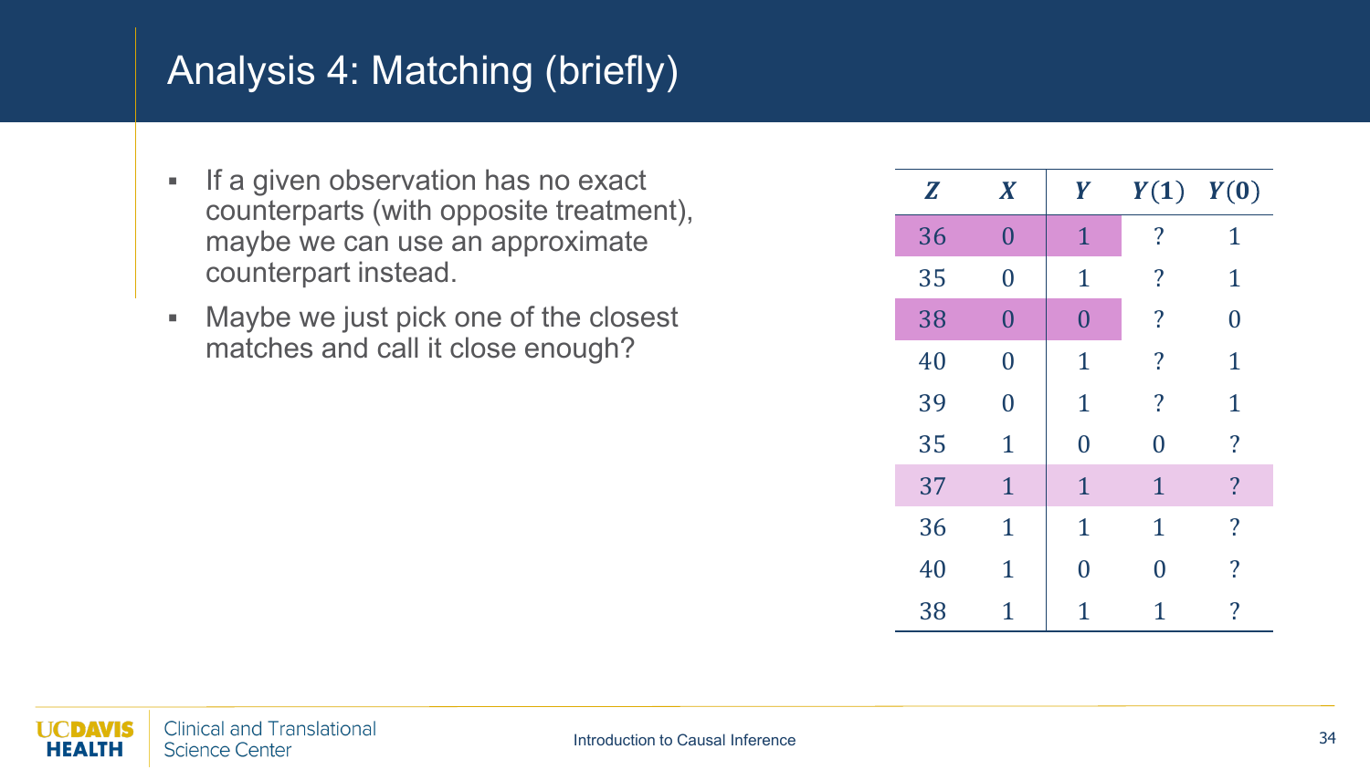# Analysis 4: Matching (briefly)

- If a given observation has no exact counterparts (with opposite treatment), maybe we can use an approximate counterpart instead.
- Maybe we just pick one of the closest matches and call it close enough?

| $Z$ | $X$ | $Y$ | $Y(1)$ | $Y(0)$ |
|---|---|---|---|---|
| 36 | 0 | 1 | ? | 1 |
| 35 | 0 | 1 | ? | 1 |
| 38 | 0 | 0 | ? | 0 |
| 40 | 0 | 1 | ? | 1 |
| 39 | 0 | 1 | ? | 1 |
| 35 | 1 | 0 | 0 | ? |
| 37 | 1 | 1 | 1 | ? |
| 36 | 1 | 1 | 1 | ? |
| 40 | 1 | 0 | 0 | ? |
| 38 | 1 | 1 | 1 | ? |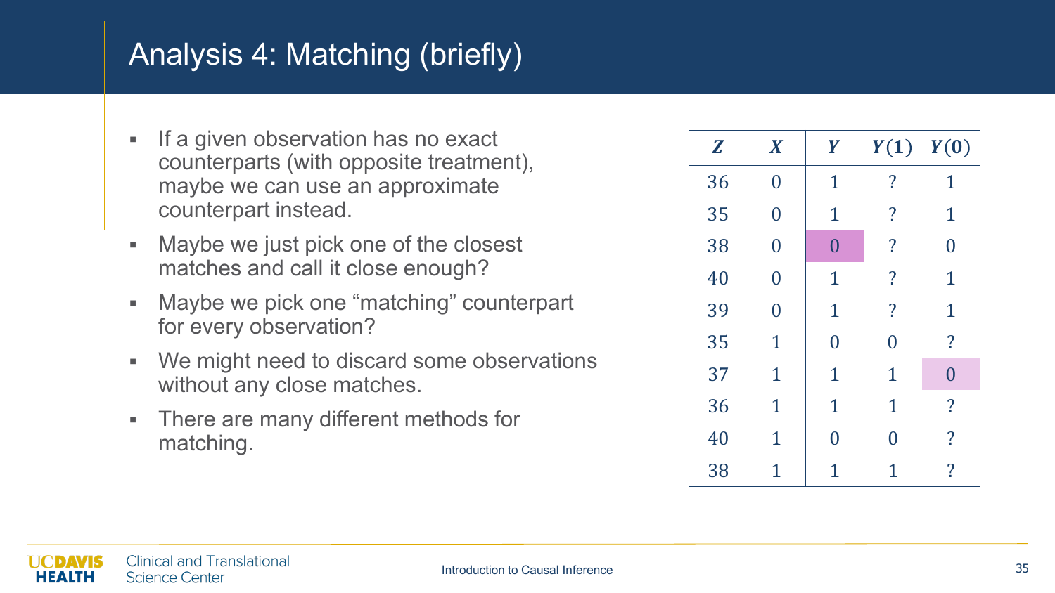# Analysis 4: Matching (briefly)

- If a given observation has no exact counterparts (with opposite treatment), maybe we can use an approximate counterpart instead.
- Maybe we just pick one of the closest matches and call it close enough?
- Maybe we pick one "matching" counterpart for every observation?
- We might need to discard some observations without any close matches.
- There are many different methods for matching.

| $Z$ | $X$ | $Y$ | $Y(1)$ | $Y(0)$ |
|---|---|---|---|---|
| 36 | 0 | 1 | ? | 1 |
| 35 | 0 | 1 | ? | 1 |
| 38 | 0 | 0 | ? | 0 |
| 40 | 0 | 1 | ? | 1 |
| 39 | 0 | 1 | ? | 1 |
| 35 | 1 | 0 | 0 | ? |
| 37 | 1 | 1 | 1 | 0 |
| 36 | 1 | 1 | 1 | ? |
| 40 | 1 | 0 | 0 | ? |
| 38 | 1 | 1 | 1 | ? |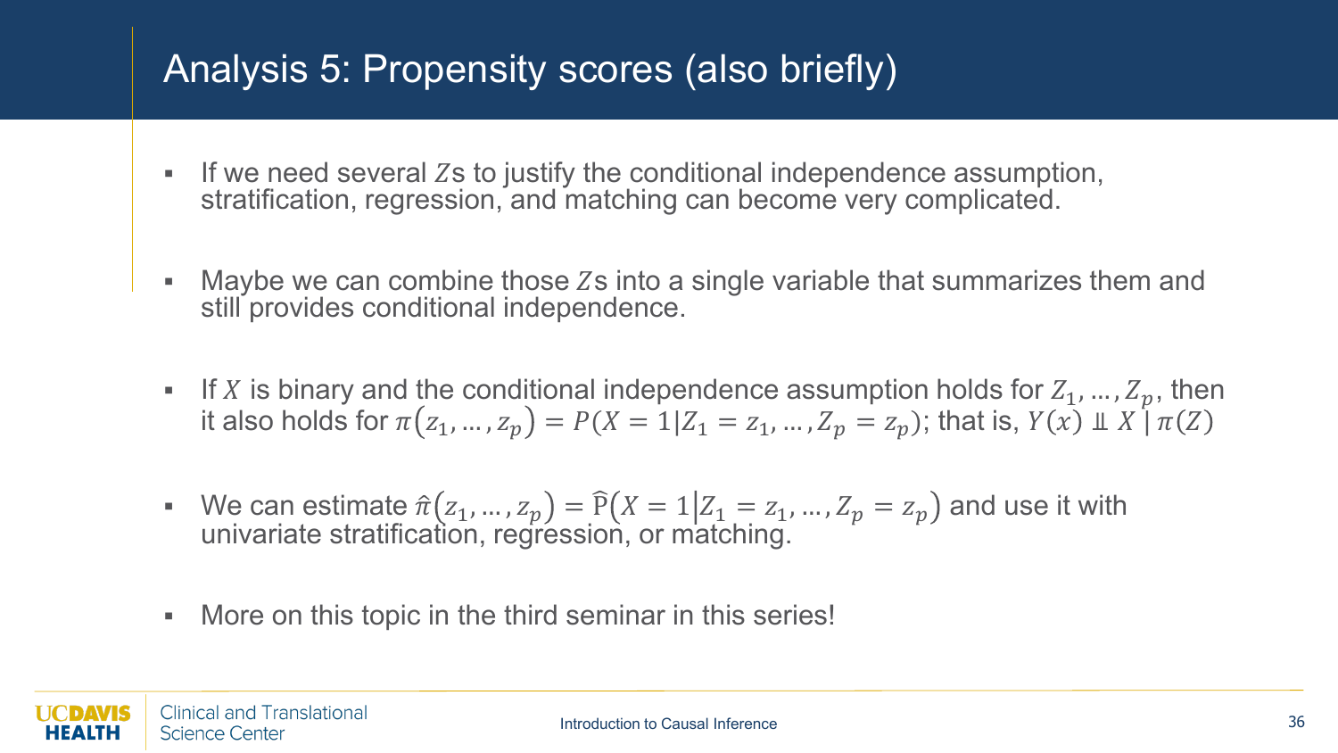# Analysis 5: Propensity scores (also briefly)

- If we need several $Z$s to justify the conditional independence assumption, stratification, regression, and matching can become very complicated.

- Maybe we can combine those $Z$s into a single variable that summarizes them and still provides conditional independence.

- If $X$ is binary and the conditional independence assumption holds for $Z_1, \ldots, Z_p$, then it also holds for $\pi\left(z_1, \ldots, z_p\right) = P(X = 1 | Z_1 = z_1, \ldots, Z_p = z_p)$; that is, $Y(x) \perp\!\!\!\perp X \mid \pi(Z)$

- We can estimate $\hat{\pi}\left(z_1, \ldots, z_p\right) = \widehat{\mathrm{P}}\left(X = 1 \middle| Z_1 = z_1, \ldots, Z_p = z_p\right)$ and use it with univariate stratification, regression, or matching.

- More on this topic in the third seminar in this series!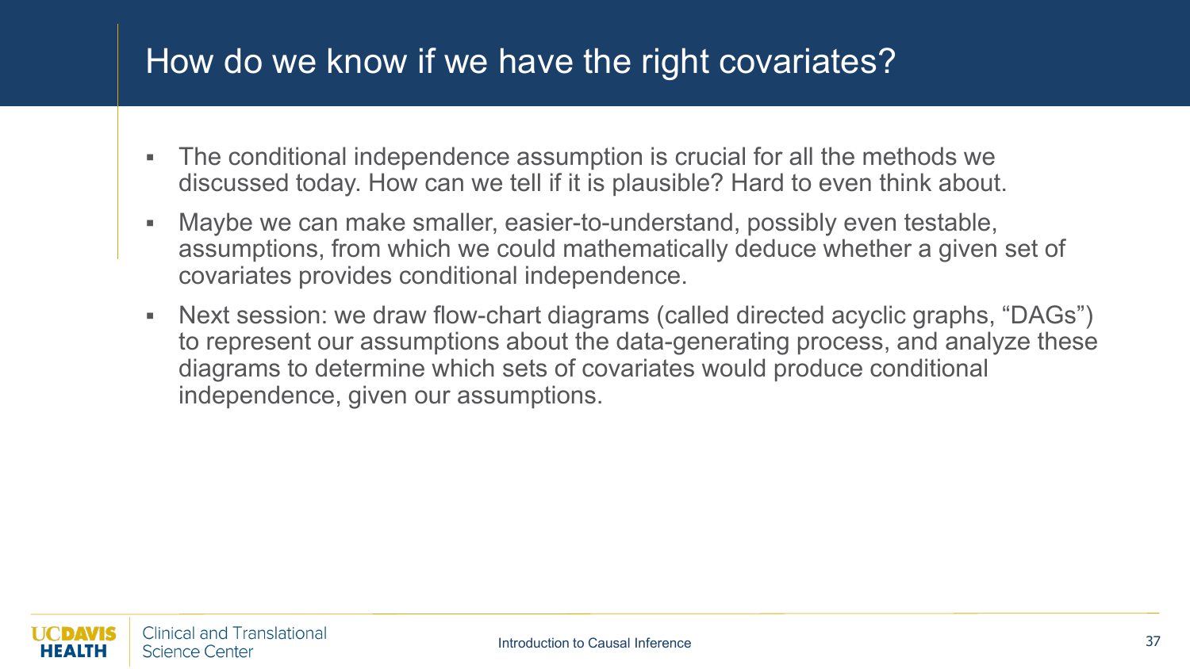# How do we know if we have the right covariates?

- The conditional independence assumption is crucial for all the methods we discussed today. How can we tell if it is plausible? Hard to even think about.
- Maybe we can make smaller, easier-to-understand, possibly even testable, assumptions, from which we could mathematically deduce whether a given set of covariates provides conditional independence.
- Next session: we draw flow-chart diagrams (called directed acyclic graphs, "DAGs") to represent our assumptions about the data-generating process, and analyze these diagrams to determine which sets of covariates would produce conditional independence, given our assumptions.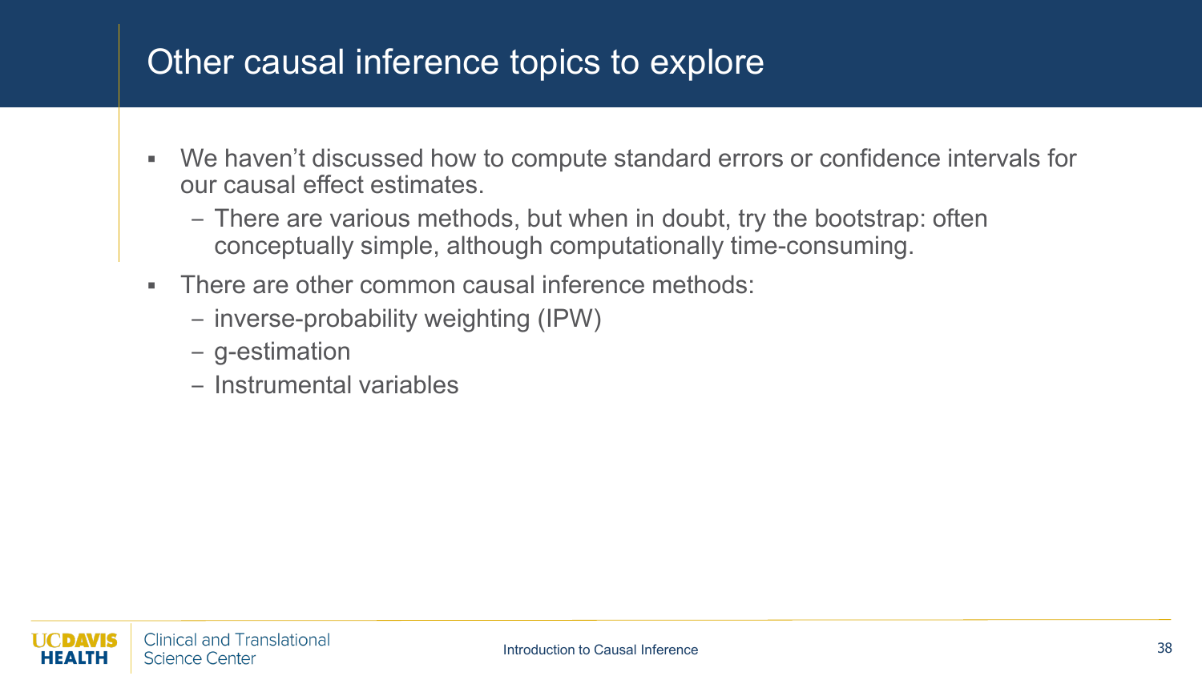# Other causal inference topics to explore

- We haven't discussed how to compute standard errors or confidence intervals for our causal effect estimates.
  - There are various methods, but when in doubt, try the bootstrap: often conceptually simple, although computationally time-consuming.
- There are other common causal inference methods:
  - inverse-probability weighting (IPW)
  - g-estimation
  - Instrumental variables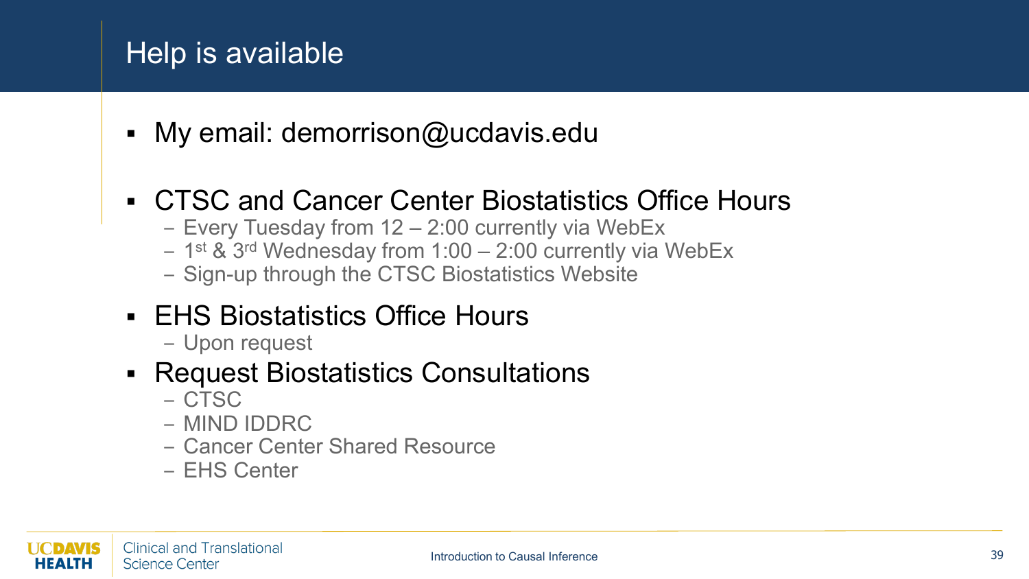# Help is available

- My email: demorrison@ucdavis.edu
- CTSC and Cancer Center Biostatistics Office Hours
  - Every Tuesday from 12 – 2:00 currently via WebEx
  - 1st & 3rd Wednesday from 1:00 – 2:00 currently via WebEx
  - Sign-up through the CTSC Biostatistics Website
- EHS Biostatistics Office Hours
  - Upon request
- Request Biostatistics Consultations
  - CTSC
  - MIND IDDRC
  - Cancer Center Shared Resource
  - EHS Center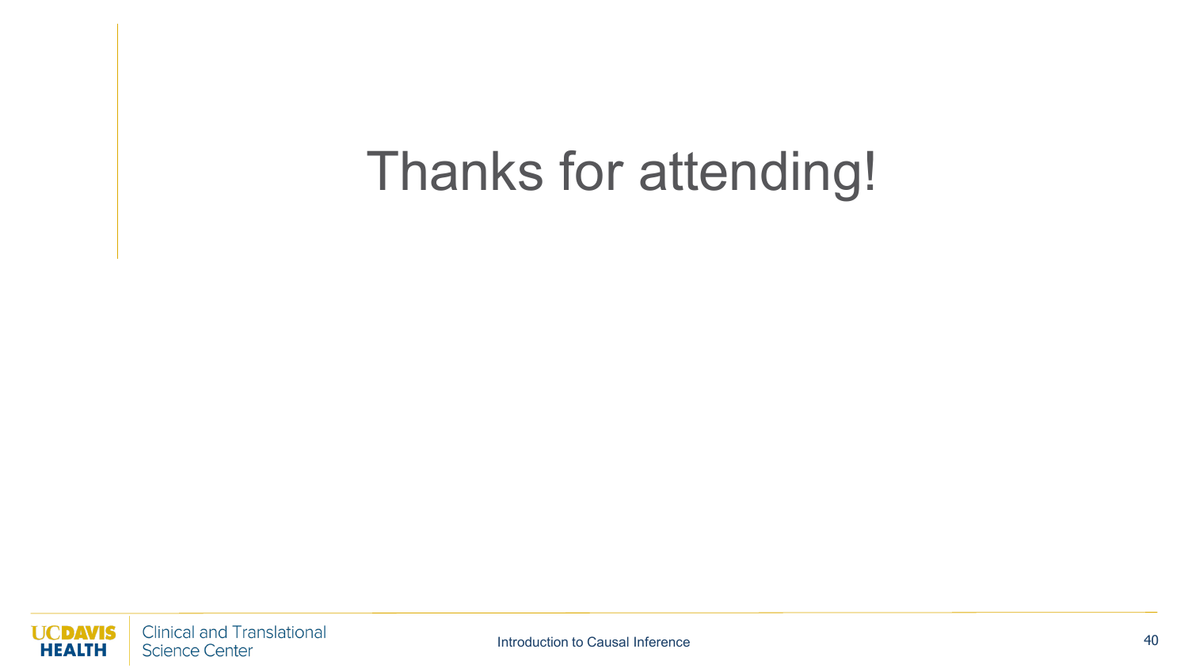# Thanks for attending!